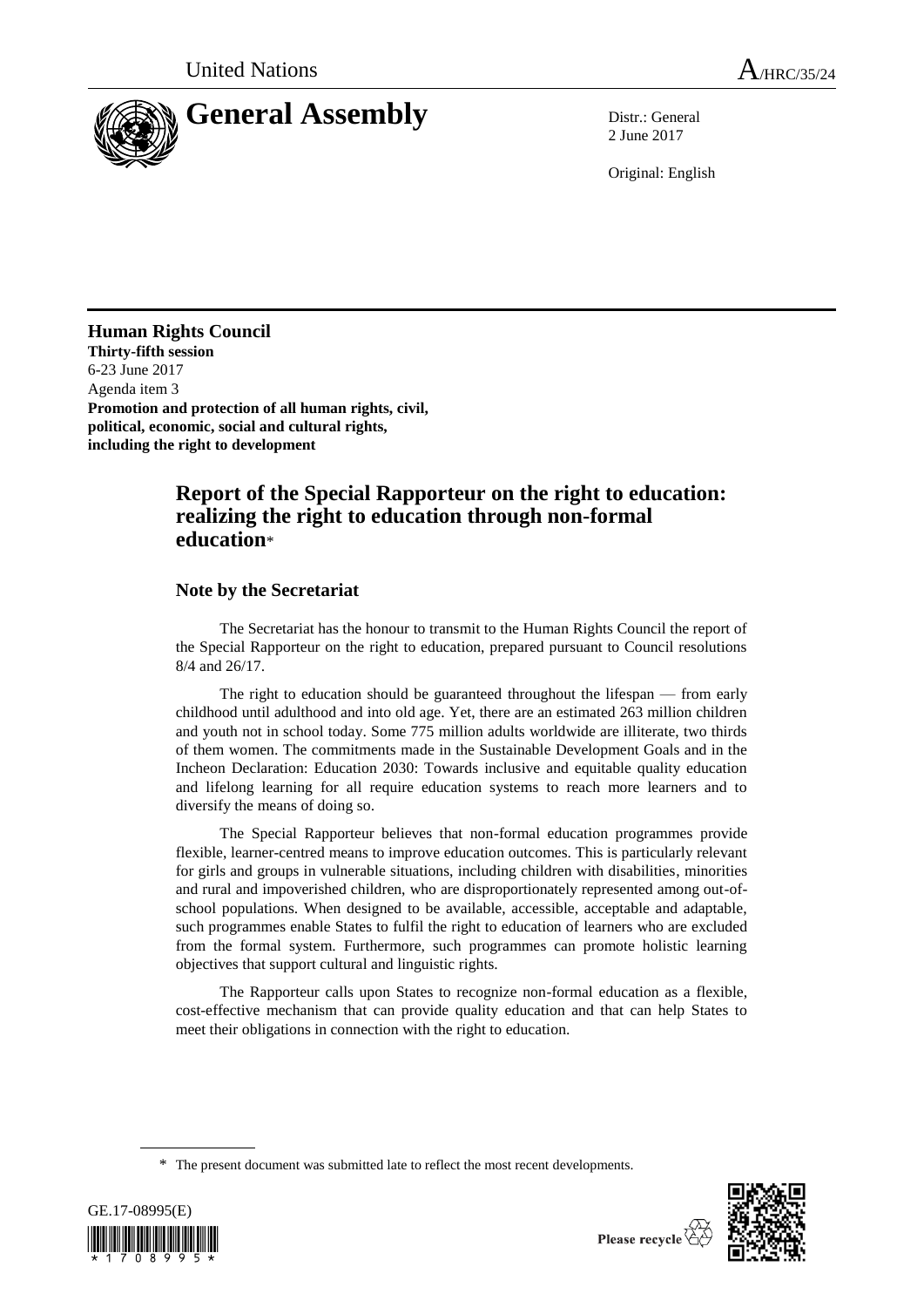United Nations

A/HRC/35/24

# General Assembly

Distr.: General
2 June 2017

Original: English

**Human Rights Council**
**Thirty-fifth session**
6-23 June 2017
Agenda item 3
**Promotion and protection of all human rights, civil, political, economic, social and cultural rights, including the right to development**

## Report of the Special Rapporteur on the right to education: realizing the right to education through non-formal education*

### Note by the Secretariat

The Secretariat has the honour to transmit to the Human Rights Council the report of the Special Rapporteur on the right to education, prepared pursuant to Council resolutions 8/4 and 26/17.

The right to education should be guaranteed throughout the lifespan — from early childhood until adulthood and into old age. Yet, there are an estimated 263 million children and youth not in school today. Some 775 million adults worldwide are illiterate, two thirds of them women. The commitments made in the Sustainable Development Goals and in the Incheon Declaration: Education 2030: Towards inclusive and equitable quality education and lifelong learning for all require education systems to reach more learners and to diversify the means of doing so.

The Special Rapporteur believes that non-formal education programmes provide flexible, learner-centred means to improve education outcomes. This is particularly relevant for girls and groups in vulnerable situations, including children with disabilities, minorities and rural and impoverished children, who are disproportionately represented among out-of-school populations. When designed to be available, accessible, acceptable and adaptable, such programmes enable States to fulfil the right to education of learners who are excluded from the formal system. Furthermore, such programmes can promote holistic learning objectives that support cultural and linguistic rights.

The Rapporteur calls upon States to recognize non-formal education as a flexible, cost-effective mechanism that can provide quality education and that can help States to meet their obligations in connection with the right to education.

\* The present document was submitted late to reflect the most recent developments.

GE.17-08995(E)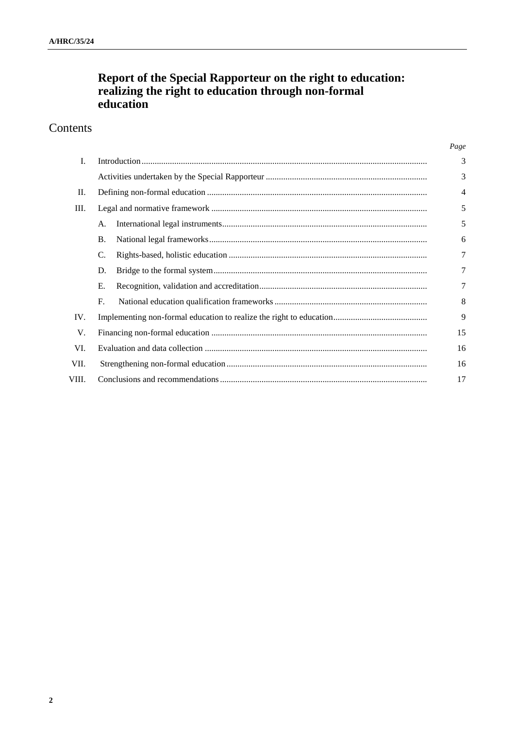# Report of the Special Rapporteur on the right to education: realizing the right to education through non-formal education

## Contents

| | | Page |
|---|---|---|
| I. | Introduction | 3 |
| | Activities undertaken by the Special Rapporteur | 3 |
| II. | Defining non-formal education | 4 |
| III. | Legal and normative framework | 5 |
| | A. International legal instruments | 5 |
| | B. National legal frameworks | 6 |
| | C. Rights-based, holistic education | 7 |
| | D. Bridge to the formal system | 7 |
| | E. Recognition, validation and accreditation | 7 |
| | F. National education qualification frameworks | 8 |
| IV. | Implementing non-formal education to realize the right to education | 9 |
| V. | Financing non-formal education | 15 |
| VI. | Evaluation and data collection | 16 |
| VII. | Strengthening non-formal education | 16 |
| VIII. | Conclusions and recommendations | 17 |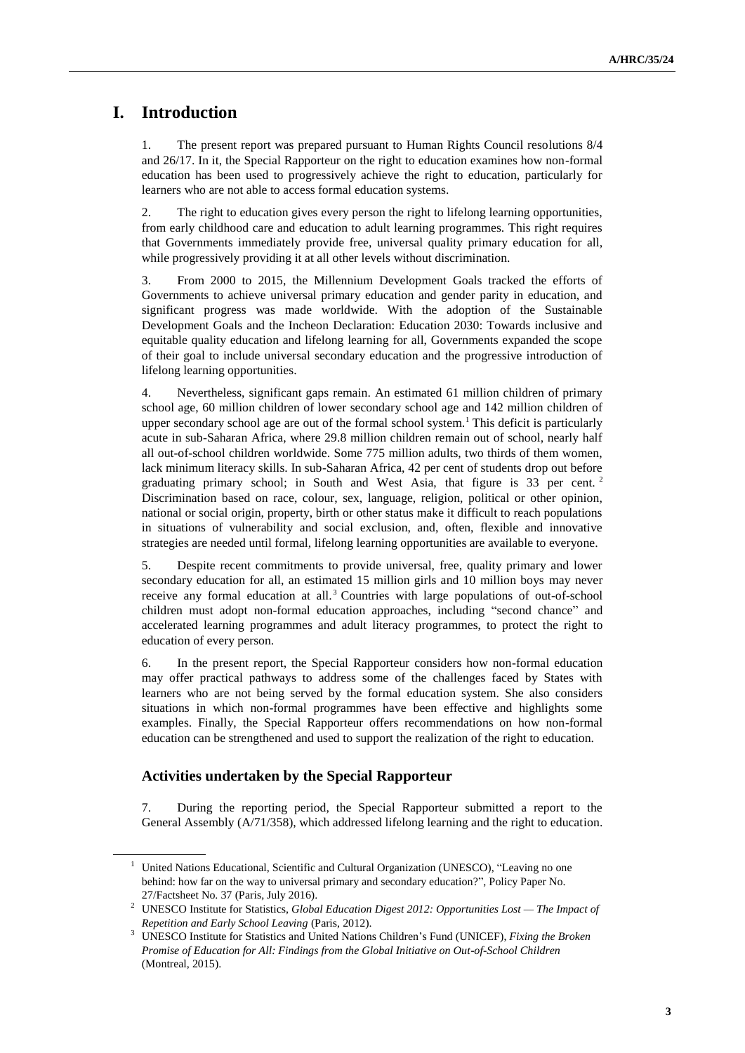# I. Introduction

1. The present report was prepared pursuant to Human Rights Council resolutions 8/4 and 26/17. In it, the Special Rapporteur on the right to education examines how non-formal education has been used to progressively achieve the right to education, particularly for learners who are not able to access formal education systems.

2. The right to education gives every person the right to lifelong learning opportunities, from early childhood care and education to adult learning programmes. This right requires that Governments immediately provide free, universal quality primary education for all, while progressively providing it at all other levels without discrimination.

3. From 2000 to 2015, the Millennium Development Goals tracked the efforts of Governments to achieve universal primary education and gender parity in education, and significant progress was made worldwide. With the adoption of the Sustainable Development Goals and the Incheon Declaration: Education 2030: Towards inclusive and equitable quality education and lifelong learning for all, Governments expanded the scope of their goal to include universal secondary education and the progressive introduction of lifelong learning opportunities.

4. Nevertheless, significant gaps remain. An estimated 61 million children of primary school age, 60 million children of lower secondary school age and 142 million children of upper secondary school age are out of the formal school system.[1] This deficit is particularly acute in sub-Saharan Africa, where 29.8 million children remain out of school, nearly half all out-of-school children worldwide. Some 775 million adults, two thirds of them women, lack minimum literacy skills. In sub-Saharan Africa, 42 per cent of students drop out before graduating primary school; in South and West Asia, that figure is 33 per cent.[2] Discrimination based on race, colour, sex, language, religion, political or other opinion, national or social origin, property, birth or other status make it difficult to reach populations in situations of vulnerability and social exclusion, and, often, flexible and innovative strategies are needed until formal, lifelong learning opportunities are available to everyone.

5. Despite recent commitments to provide universal, free, quality primary and lower secondary education for all, an estimated 15 million girls and 10 million boys may never receive any formal education at all.[3] Countries with large populations of out-of-school children must adopt non-formal education approaches, including "second chance" and accelerated learning programmes and adult literacy programmes, to protect the right to education of every person.

6. In the present report, the Special Rapporteur considers how non-formal education may offer practical pathways to address some of the challenges faced by States with learners who are not being served by the formal education system. She also considers situations in which non-formal programmes have been effective and highlights some examples. Finally, the Special Rapporteur offers recommendations on how non-formal education can be strengthened and used to support the realization of the right to education.

## Activities undertaken by the Special Rapporteur

7. During the reporting period, the Special Rapporteur submitted a report to the General Assembly (A/71/358), which addressed lifelong learning and the right to education.

---

[1] United Nations Educational, Scientific and Cultural Organization (UNESCO), "Leaving no one behind: how far on the way to universal primary and secondary education?", Policy Paper No. 27/Factsheet No. 37 (Paris, July 2016).

[2] UNESCO Institute for Statistics, *Global Education Digest 2012: Opportunities Lost — The Impact of Repetition and Early School Leaving* (Paris, 2012).

[3] UNESCO Institute for Statistics and United Nations Children's Fund (UNICEF), *Fixing the Broken Promise of Education for All: Findings from the Global Initiative on Out-of-School Children* (Montreal, 2015).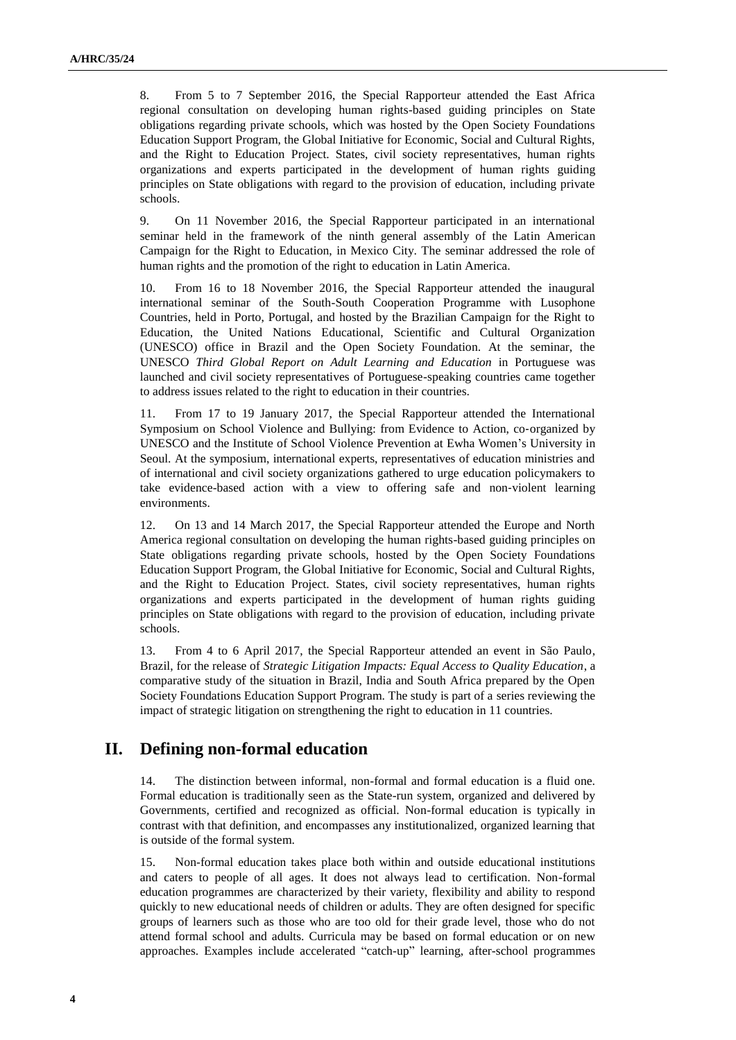8. From 5 to 7 September 2016, the Special Rapporteur attended the East Africa regional consultation on developing human rights-based guiding principles on State obligations regarding private schools, which was hosted by the Open Society Foundations Education Support Program, the Global Initiative for Economic, Social and Cultural Rights, and the Right to Education Project. States, civil society representatives, human rights organizations and experts participated in the development of human rights guiding principles on State obligations with regard to the provision of education, including private schools.

9. On 11 November 2016, the Special Rapporteur participated in an international seminar held in the framework of the ninth general assembly of the Latin American Campaign for the Right to Education, in Mexico City. The seminar addressed the role of human rights and the promotion of the right to education in Latin America.

10. From 16 to 18 November 2016, the Special Rapporteur attended the inaugural international seminar of the South-South Cooperation Programme with Lusophone Countries, held in Porto, Portugal, and hosted by the Brazilian Campaign for the Right to Education, the United Nations Educational, Scientific and Cultural Organization (UNESCO) office in Brazil and the Open Society Foundation. At the seminar, the UNESCO *Third Global Report on Adult Learning and Education* in Portuguese was launched and civil society representatives of Portuguese-speaking countries came together to address issues related to the right to education in their countries.

11. From 17 to 19 January 2017, the Special Rapporteur attended the International Symposium on School Violence and Bullying: from Evidence to Action, co-organized by UNESCO and the Institute of School Violence Prevention at Ewha Women's University in Seoul. At the symposium, international experts, representatives of education ministries and of international and civil society organizations gathered to urge education policymakers to take evidence-based action with a view to offering safe and non-violent learning environments.

12. On 13 and 14 March 2017, the Special Rapporteur attended the Europe and North America regional consultation on developing the human rights-based guiding principles on State obligations regarding private schools, hosted by the Open Society Foundations Education Support Program, the Global Initiative for Economic, Social and Cultural Rights, and the Right to Education Project. States, civil society representatives, human rights organizations and experts participated in the development of human rights guiding principles on State obligations with regard to the provision of education, including private schools.

13. From 4 to 6 April 2017, the Special Rapporteur attended an event in São Paulo, Brazil, for the release of *Strategic Litigation Impacts: Equal Access to Quality Education*, a comparative study of the situation in Brazil, India and South Africa prepared by the Open Society Foundations Education Support Program. The study is part of a series reviewing the impact of strategic litigation on strengthening the right to education in 11 countries.

## II. Defining non-formal education

14. The distinction between informal, non-formal and formal education is a fluid one. Formal education is traditionally seen as the State-run system, organized and delivered by Governments, certified and recognized as official. Non-formal education is typically in contrast with that definition, and encompasses any institutionalized, organized learning that is outside of the formal system.

15. Non-formal education takes place both within and outside educational institutions and caters to people of all ages. It does not always lead to certification. Non-formal education programmes are characterized by their variety, flexibility and ability to respond quickly to new educational needs of children or adults. They are often designed for specific groups of learners such as those who are too old for their grade level, those who do not attend formal school and adults. Curricula may be based on formal education or on new approaches. Examples include accelerated "catch-up" learning, after-school programmes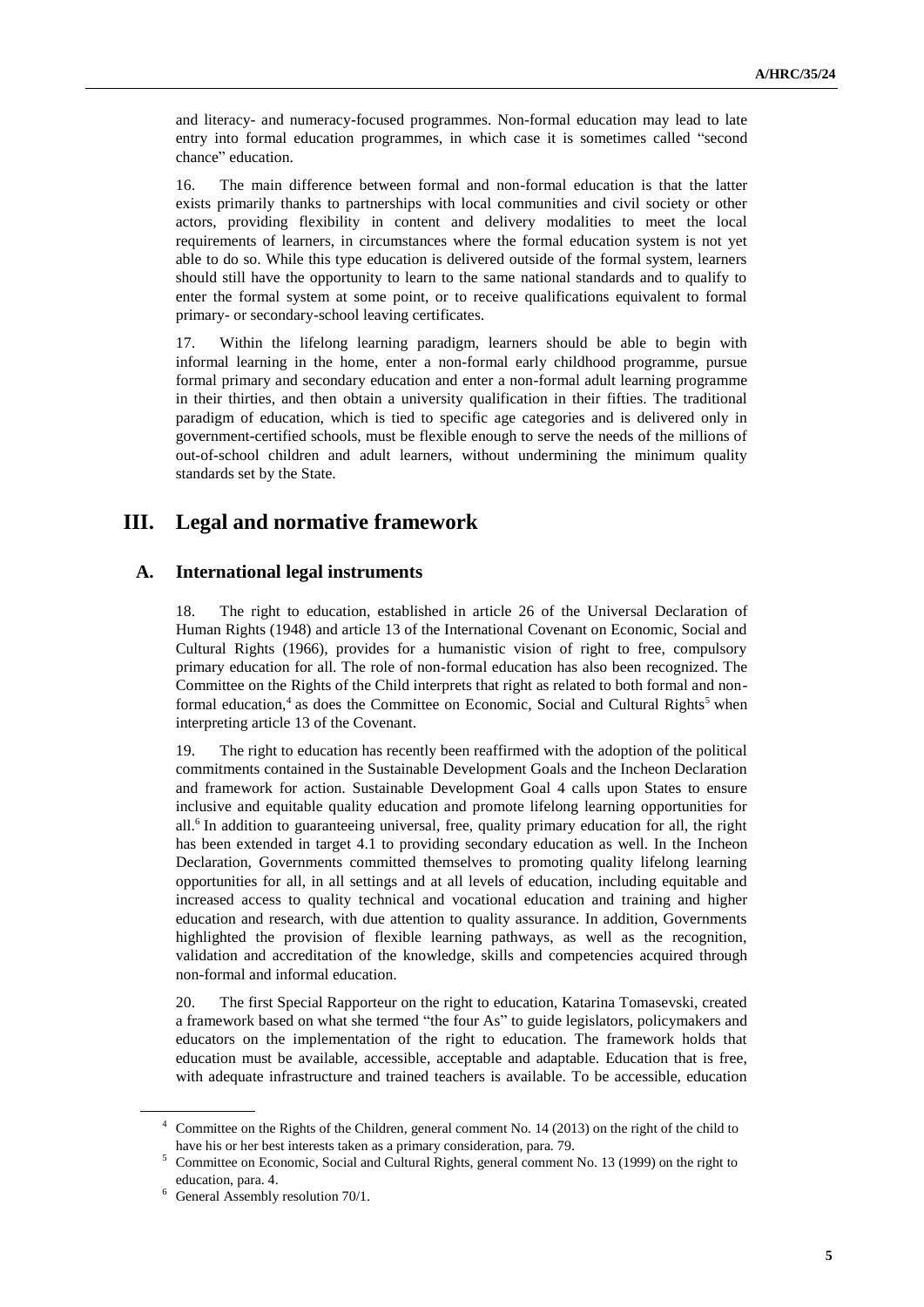and literacy- and numeracy-focused programmes. Non-formal education may lead to late entry into formal education programmes, in which case it is sometimes called "second chance" education.

16. The main difference between formal and non-formal education is that the latter exists primarily thanks to partnerships with local communities and civil society or other actors, providing flexibility in content and delivery modalities to meet the local requirements of learners, in circumstances where the formal education system is not yet able to do so. While this type education is delivered outside of the formal system, learners should still have the opportunity to learn to the same national standards and to qualify to enter the formal system at some point, or to receive qualifications equivalent to formal primary- or secondary-school leaving certificates.

17. Within the lifelong learning paradigm, learners should be able to begin with informal learning in the home, enter a non-formal early childhood programme, pursue formal primary and secondary education and enter a non-formal adult learning programme in their thirties, and then obtain a university qualification in their fifties. The traditional paradigm of education, which is tied to specific age categories and is delivered only in government-certified schools, must be flexible enough to serve the needs of the millions of out-of-school children and adult learners, without undermining the minimum quality standards set by the State.

## III. Legal and normative framework

### A. International legal instruments

18. The right to education, established in article 26 of the Universal Declaration of Human Rights (1948) and article 13 of the International Covenant on Economic, Social and Cultural Rights (1966), provides for a humanistic vision of right to free, compulsory primary education for all. The role of non-formal education has also been recognized. The Committee on the Rights of the Child interprets that right as related to both formal and non-formal education,[4] as does the Committee on Economic, Social and Cultural Rights[5] when interpreting article 13 of the Covenant.

19. The right to education has recently been reaffirmed with the adoption of the political commitments contained in the Sustainable Development Goals and the Incheon Declaration and framework for action. Sustainable Development Goal 4 calls upon States to ensure inclusive and equitable quality education and promote lifelong learning opportunities for all.[6] In addition to guaranteeing universal, free, quality primary education for all, the right has been extended in target 4.1 to providing secondary education as well. In the Incheon Declaration, Governments committed themselves to promoting quality lifelong learning opportunities for all, in all settings and at all levels of education, including equitable and increased access to quality technical and vocational education and training and higher education and research, with due attention to quality assurance. In addition, Governments highlighted the provision of flexible learning pathways, as well as the recognition, validation and accreditation of the knowledge, skills and competencies acquired through non-formal and informal education.

20. The first Special Rapporteur on the right to education, Katarina Tomasevski, created a framework based on what she termed "the four As" to guide legislators, policymakers and educators on the implementation of the right to education. The framework holds that education must be available, accessible, acceptable and adaptable. Education that is free, with adequate infrastructure and trained teachers is available. To be accessible, education

---

[4] Committee on the Rights of the Children, general comment No. 14 (2013) on the right of the child to have his or her best interests taken as a primary consideration, para. 79.

[5] Committee on Economic, Social and Cultural Rights, general comment No. 13 (1999) on the right to education, para. 4.

[6] General Assembly resolution 70/1.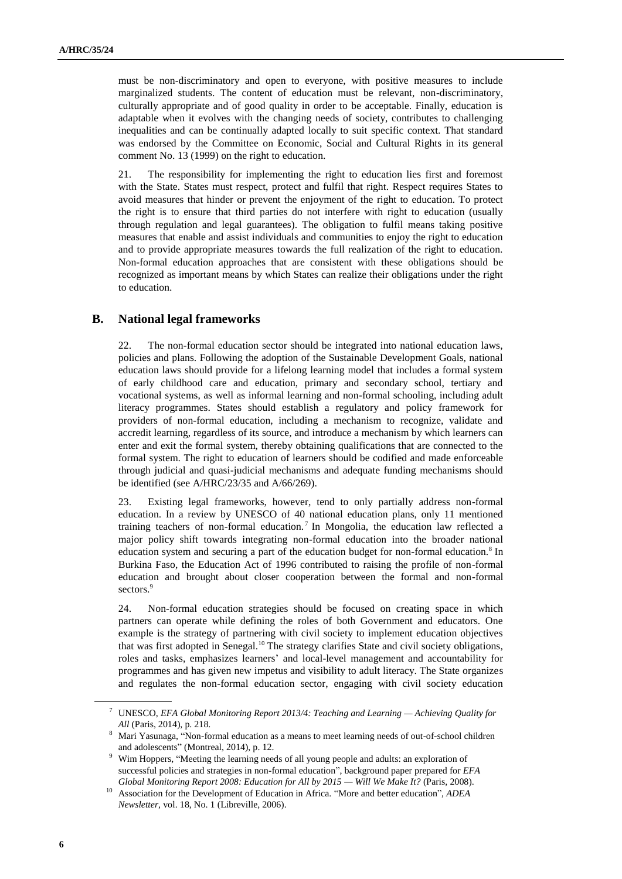must be non-discriminatory and open to everyone, with positive measures to include marginalized students. The content of education must be relevant, non-discriminatory, culturally appropriate and of good quality in order to be acceptable. Finally, education is adaptable when it evolves with the changing needs of society, contributes to challenging inequalities and can be continually adapted locally to suit specific context. That standard was endorsed by the Committee on Economic, Social and Cultural Rights in its general comment No. 13 (1999) on the right to education.

21. The responsibility for implementing the right to education lies first and foremost with the State. States must respect, protect and fulfil that right. Respect requires States to avoid measures that hinder or prevent the enjoyment of the right to education. To protect the right is to ensure that third parties do not interfere with right to education (usually through regulation and legal guarantees). The obligation to fulfil means taking positive measures that enable and assist individuals and communities to enjoy the right to education and to provide appropriate measures towards the full realization of the right to education. Non-formal education approaches that are consistent with these obligations should be recognized as important means by which States can realize their obligations under the right to education.

## B. National legal frameworks

22. The non-formal education sector should be integrated into national education laws, policies and plans. Following the adoption of the Sustainable Development Goals, national education laws should provide for a lifelong learning model that includes a formal system of early childhood care and education, primary and secondary school, tertiary and vocational systems, as well as informal learning and non-formal schooling, including adult literacy programmes. States should establish a regulatory and policy framework for providers of non-formal education, including a mechanism to recognize, validate and accredit learning, regardless of its source, and introduce a mechanism by which learners can enter and exit the formal system, thereby obtaining qualifications that are connected to the formal system. The right to education of learners should be codified and made enforceable through judicial and quasi-judicial mechanisms and adequate funding mechanisms should be identified (see A/HRC/23/35 and A/66/269).

23. Existing legal frameworks, however, tend to only partially address non-formal education. In a review by UNESCO of 40 national education plans, only 11 mentioned training teachers of non-formal education.[7] In Mongolia, the education law reflected a major policy shift towards integrating non-formal education into the broader national education system and securing a part of the education budget for non-formal education.[8] In Burkina Faso, the Education Act of 1996 contributed to raising the profile of non-formal education and brought about closer cooperation between the formal and non-formal sectors.[9]

24. Non-formal education strategies should be focused on creating space in which partners can operate while defining the roles of both Government and educators. One example is the strategy of partnering with civil society to implement education objectives that was first adopted in Senegal.[10] The strategy clarifies State and civil society obligations, roles and tasks, emphasizes learners' and local-level management and accountability for programmes and has given new impetus and visibility to adult literacy. The State organizes and regulates the non-formal education sector, engaging with civil society education

---

[7] UNESCO, *EFA Global Monitoring Report 2013/4: Teaching and Learning — Achieving Quality for All* (Paris, 2014), p. 218.

[8] Mari Yasunaga, "Non-formal education as a means to meet learning needs of out-of-school children and adolescents" (Montreal, 2014), p. 12.

[9] Wim Hoppers, "Meeting the learning needs of all young people and adults: an exploration of successful policies and strategies in non-formal education", background paper prepared for *EFA Global Monitoring Report 2008: Education for All by 2015 — Will We Make It?* (Paris, 2008).

[10] Association for the Development of Education in Africa. "More and better education", *ADEA Newsletter*, vol. 18, No. 1 (Libreville, 2006).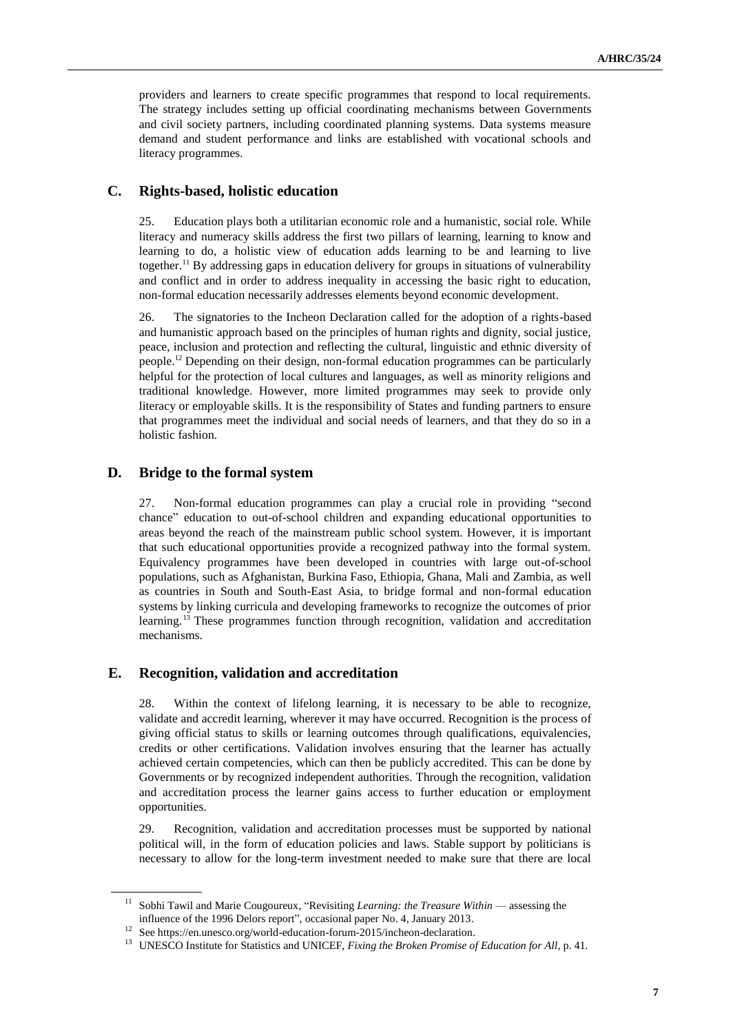providers and learners to create specific programmes that respond to local requirements. The strategy includes setting up official coordinating mechanisms between Governments and civil society partners, including coordinated planning systems. Data systems measure demand and student performance and links are established with vocational schools and literacy programmes.

## C. Rights-based, holistic education

25. Education plays both a utilitarian economic role and a humanistic, social role. While literacy and numeracy skills address the first two pillars of learning, learning to know and learning to do, a holistic view of education adds learning to be and learning to live together.[11] By addressing gaps in education delivery for groups in situations of vulnerability and conflict and in order to address inequality in accessing the basic right to education, non-formal education necessarily addresses elements beyond economic development.

26. The signatories to the Incheon Declaration called for the adoption of a rights-based and humanistic approach based on the principles of human rights and dignity, social justice, peace, inclusion and protection and reflecting the cultural, linguistic and ethnic diversity of people.[12] Depending on their design, non-formal education programmes can be particularly helpful for the protection of local cultures and languages, as well as minority religions and traditional knowledge. However, more limited programmes may seek to provide only literacy or employable skills. It is the responsibility of States and funding partners to ensure that programmes meet the individual and social needs of learners, and that they do so in a holistic fashion.

## D. Bridge to the formal system

27. Non-formal education programmes can play a crucial role in providing "second chance" education to out-of-school children and expanding educational opportunities to areas beyond the reach of the mainstream public school system. However, it is important that such educational opportunities provide a recognized pathway into the formal system. Equivalency programmes have been developed in countries with large out-of-school populations, such as Afghanistan, Burkina Faso, Ethiopia, Ghana, Mali and Zambia, as well as countries in South and South-East Asia, to bridge formal and non-formal education systems by linking curricula and developing frameworks to recognize the outcomes of prior learning.[13] These programmes function through recognition, validation and accreditation mechanisms.

## E. Recognition, validation and accreditation

28. Within the context of lifelong learning, it is necessary to be able to recognize, validate and accredit learning, wherever it may have occurred. Recognition is the process of giving official status to skills or learning outcomes through qualifications, equivalencies, credits or other certifications. Validation involves ensuring that the learner has actually achieved certain competencies, which can then be publicly accredited. This can be done by Governments or by recognized independent authorities. Through the recognition, validation and accreditation process the learner gains access to further education or employment opportunities.

29. Recognition, validation and accreditation processes must be supported by national political will, in the form of education policies and laws. Stable support by politicians is necessary to allow for the long-term investment needed to make sure that there are local

---

[11] Sobhi Tawil and Marie Cougoureux, "Revisiting *Learning: the Treasure Within* — assessing the influence of the 1996 Delors report", occasional paper No. 4, January 2013.

[12] See https://en.unesco.org/world-education-forum-2015/incheon-declaration.

[13] UNESCO Institute for Statistics and UNICEF, *Fixing the Broken Promise of Education for All*, p. 41.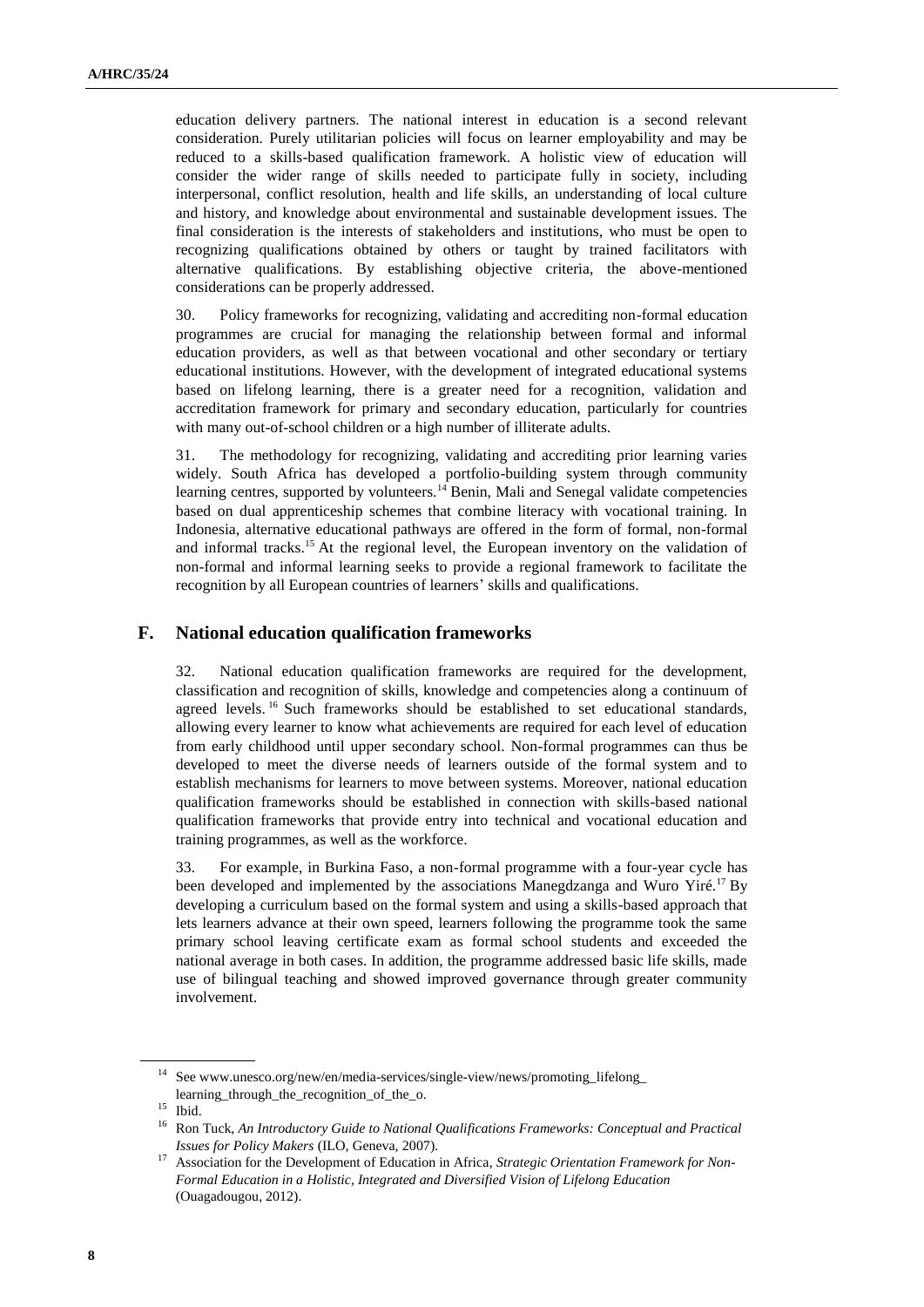education delivery partners. The national interest in education is a second relevant consideration. Purely utilitarian policies will focus on learner employability and may be reduced to a skills-based qualification framework. A holistic view of education will consider the wider range of skills needed to participate fully in society, including interpersonal, conflict resolution, health and life skills, an understanding of local culture and history, and knowledge about environmental and sustainable development issues. The final consideration is the interests of stakeholders and institutions, who must be open to recognizing qualifications obtained by others or taught by trained facilitators with alternative qualifications. By establishing objective criteria, the above-mentioned considerations can be properly addressed.

30. Policy frameworks for recognizing, validating and accrediting non-formal education programmes are crucial for managing the relationship between formal and informal education providers, as well as that between vocational and other secondary or tertiary educational institutions. However, with the development of integrated educational systems based on lifelong learning, there is a greater need for a recognition, validation and accreditation framework for primary and secondary education, particularly for countries with many out-of-school children or a high number of illiterate adults.

31. The methodology for recognizing, validating and accrediting prior learning varies widely. South Africa has developed a portfolio-building system through community learning centres, supported by volunteers.[14] Benin, Mali and Senegal validate competencies based on dual apprenticeship schemes that combine literacy with vocational training. In Indonesia, alternative educational pathways are offered in the form of formal, non-formal and informal tracks.[15] At the regional level, the European inventory on the validation of non-formal and informal learning seeks to provide a regional framework to facilitate the recognition by all European countries of learners' skills and qualifications.

## F. National education qualification frameworks

32. National education qualification frameworks are required for the development, classification and recognition of skills, knowledge and competencies along a continuum of agreed levels.[16] Such frameworks should be established to set educational standards, allowing every learner to know what achievements are required for each level of education from early childhood until upper secondary school. Non-formal programmes can thus be developed to meet the diverse needs of learners outside of the formal system and to establish mechanisms for learners to move between systems. Moreover, national education qualification frameworks should be established in connection with skills-based national qualification frameworks that provide entry into technical and vocational education and training programmes, as well as the workforce.

33. For example, in Burkina Faso, a non-formal programme with a four-year cycle has been developed and implemented by the associations Manegdzanga and Wuro Yiré.[17] By developing a curriculum based on the formal system and using a skills-based approach that lets learners advance at their own speed, learners following the programme took the same primary school leaving certificate exam as formal school students and exceeded the national average in both cases. In addition, the programme addressed basic life skills, made use of bilingual teaching and showed improved governance through greater community involvement.

---

[14] See www.unesco.org/new/en/media-services/single-view/news/promoting_lifelong_learning_through_the_recognition_of_the_o.

[15] Ibid.

[16] Ron Tuck, *An Introductory Guide to National Qualifications Frameworks: Conceptual and Practical Issues for Policy Makers* (ILO, Geneva, 2007).

[17] Association for the Development of Education in Africa, *Strategic Orientation Framework for Non-Formal Education in a Holistic, Integrated and Diversified Vision of Lifelong Education* (Ouagadougou, 2012).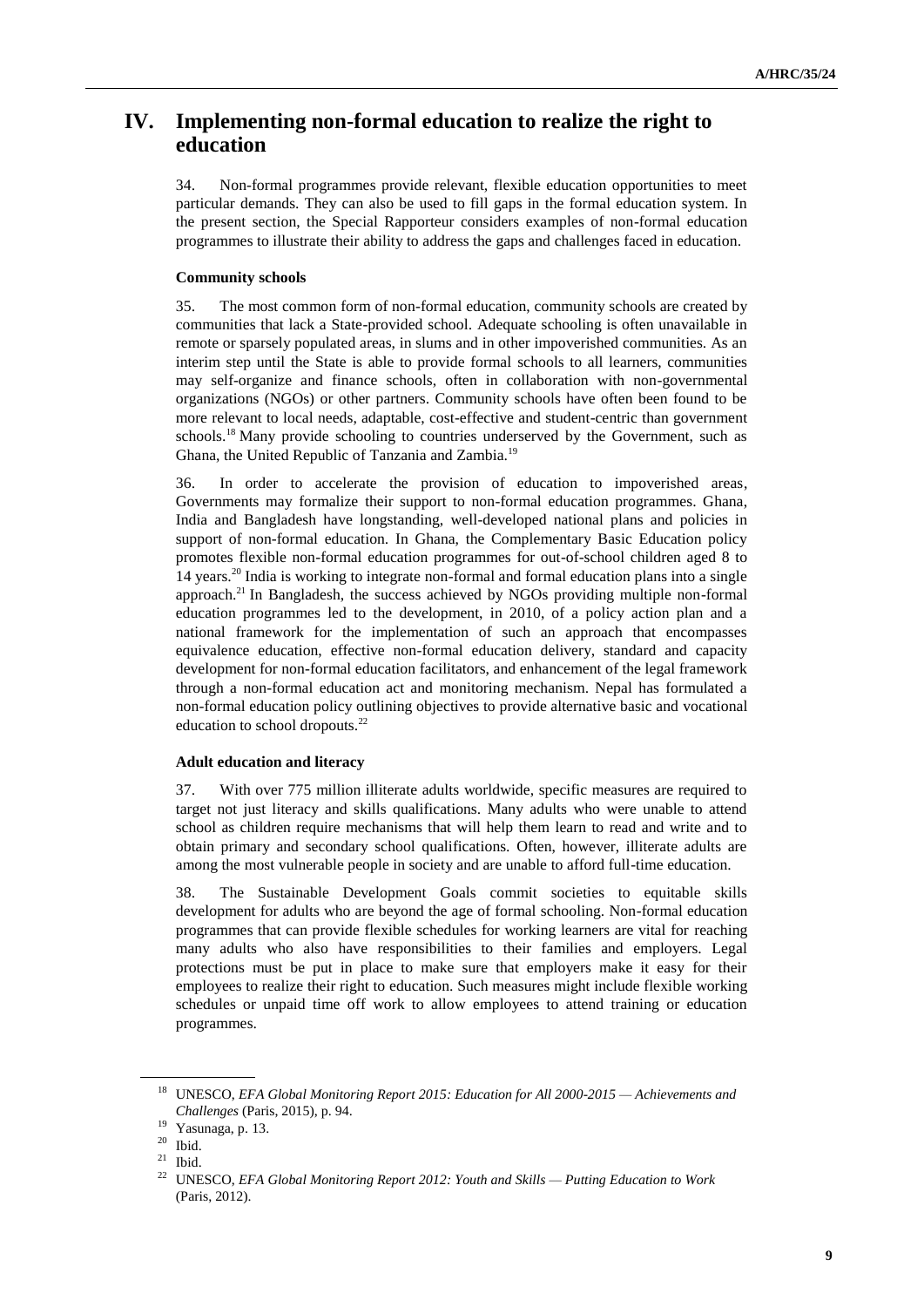# IV. Implementing non-formal education to realize the right to education

34. Non-formal programmes provide relevant, flexible education opportunities to meet particular demands. They can also be used to fill gaps in the formal education system. In the present section, the Special Rapporteur considers examples of non-formal education programmes to illustrate their ability to address the gaps and challenges faced in education.

### Community schools

35. The most common form of non-formal education, community schools are created by communities that lack a State-provided school. Adequate schooling is often unavailable in remote or sparsely populated areas, in slums and in other impoverished communities. As an interim step until the State is able to provide formal schools to all learners, communities may self-organize and finance schools, often in collaboration with non-governmental organizations (NGOs) or other partners. Community schools have often been found to be more relevant to local needs, adaptable, cost-effective and student-centric than government schools.[18] Many provide schooling to countries underserved by the Government, such as Ghana, the United Republic of Tanzania and Zambia.[19]

36. In order to accelerate the provision of education to impoverished areas, Governments may formalize their support to non-formal education programmes. Ghana, India and Bangladesh have longstanding, well-developed national plans and policies in support of non-formal education. In Ghana, the Complementary Basic Education policy promotes flexible non-formal education programmes for out-of-school children aged 8 to 14 years.[20] India is working to integrate non-formal and formal education plans into a single approach.[21] In Bangladesh, the success achieved by NGOs providing multiple non-formal education programmes led to the development, in 2010, of a policy action plan and a national framework for the implementation of such an approach that encompasses equivalence education, effective non-formal education delivery, standard and capacity development for non-formal education facilitators, and enhancement of the legal framework through a non-formal education act and monitoring mechanism. Nepal has formulated a non-formal education policy outlining objectives to provide alternative basic and vocational education to school dropouts.[22]

### Adult education and literacy

37. With over 775 million illiterate adults worldwide, specific measures are required to target not just literacy and skills qualifications. Many adults who were unable to attend school as children require mechanisms that will help them learn to read and write and to obtain primary and secondary school qualifications. Often, however, illiterate adults are among the most vulnerable people in society and are unable to afford full-time education.

38. The Sustainable Development Goals commit societies to equitable skills development for adults who are beyond the age of formal schooling. Non-formal education programmes that can provide flexible schedules for working learners are vital for reaching many adults who also have responsibilities to their families and employers. Legal protections must be put in place to make sure that employers make it easy for their employees to realize their right to education. Such measures might include flexible working schedules or unpaid time off work to allow employees to attend training or education programmes.

---

[18] UNESCO, *EFA Global Monitoring Report 2015: Education for All 2000-2015 — Achievements and Challenges* (Paris, 2015), p. 94.

[19] Yasunaga, p. 13.

[20] Ibid.

[21] Ibid.

[22] UNESCO, *EFA Global Monitoring Report 2012: Youth and Skills — Putting Education to Work* (Paris, 2012).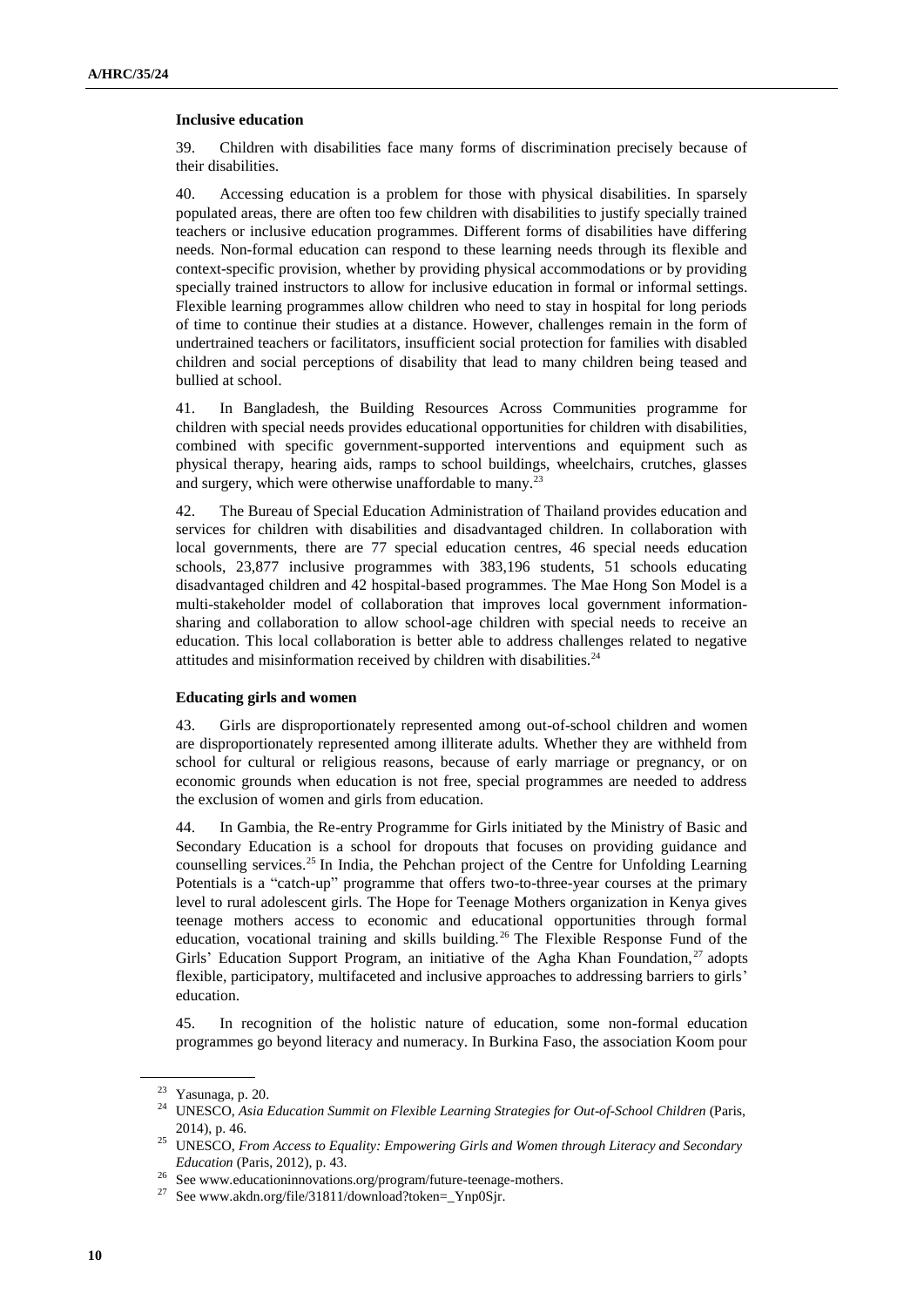**Inclusive education**

39. Children with disabilities face many forms of discrimination precisely because of their disabilities.

40. Accessing education is a problem for those with physical disabilities. In sparsely populated areas, there are often too few children with disabilities to justify specially trained teachers or inclusive education programmes. Different forms of disabilities have differing needs. Non-formal education can respond to these learning needs through its flexible and context-specific provision, whether by providing physical accommodations or by providing specially trained instructors to allow for inclusive education in formal or informal settings. Flexible learning programmes allow children who need to stay in hospital for long periods of time to continue their studies at a distance. However, challenges remain in the form of undertrained teachers or facilitators, insufficient social protection for families with disabled children and social perceptions of disability that lead to many children being teased and bullied at school.

41. In Bangladesh, the Building Resources Across Communities programme for children with special needs provides educational opportunities for children with disabilities, combined with specific government-supported interventions and equipment such as physical therapy, hearing aids, ramps to school buildings, wheelchairs, crutches, glasses and surgery, which were otherwise unaffordable to many.[23]

42. The Bureau of Special Education Administration of Thailand provides education and services for children with disabilities and disadvantaged children. In collaboration with local governments, there are 77 special education centres, 46 special needs education schools, 23,877 inclusive programmes with 383,196 students, 51 schools educating disadvantaged children and 42 hospital-based programmes. The Mae Hong Son Model is a multi-stakeholder model of collaboration that improves local government information-sharing and collaboration to allow school-age children with special needs to receive an education. This local collaboration is better able to address challenges related to negative attitudes and misinformation received by children with disabilities.[24]

**Educating girls and women**

43. Girls are disproportionately represented among out-of-school children and women are disproportionately represented among illiterate adults. Whether they are withheld from school for cultural or religious reasons, because of early marriage or pregnancy, or on economic grounds when education is not free, special programmes are needed to address the exclusion of women and girls from education.

44. In Gambia, the Re-entry Programme for Girls initiated by the Ministry of Basic and Secondary Education is a school for dropouts that focuses on providing guidance and counselling services.[25] In India, the Pehchan project of the Centre for Unfolding Learning Potentials is a "catch-up" programme that offers two-to-three-year courses at the primary level to rural adolescent girls. The Hope for Teenage Mothers organization in Kenya gives teenage mothers access to economic and educational opportunities through formal education, vocational training and skills building.[26] The Flexible Response Fund of the Girls' Education Support Program, an initiative of the Agha Khan Foundation,[27] adopts flexible, participatory, multifaceted and inclusive approaches to addressing barriers to girls' education.

45. In recognition of the holistic nature of education, some non-formal education programmes go beyond literacy and numeracy. In Burkina Faso, the association Koom pour

---

[23] Yasunaga, p. 20.

[24] UNESCO, *Asia Education Summit on Flexible Learning Strategies for Out-of-School Children* (Paris, 2014), p. 46.

[25] UNESCO, *From Access to Equality: Empowering Girls and Women through Literacy and Secondary Education* (Paris, 2012), p. 43.

[26] See www.educationinnovations.org/program/future-teenage-mothers.

[27] See www.akdn.org/file/31811/download?token=_Ynp0Sjr.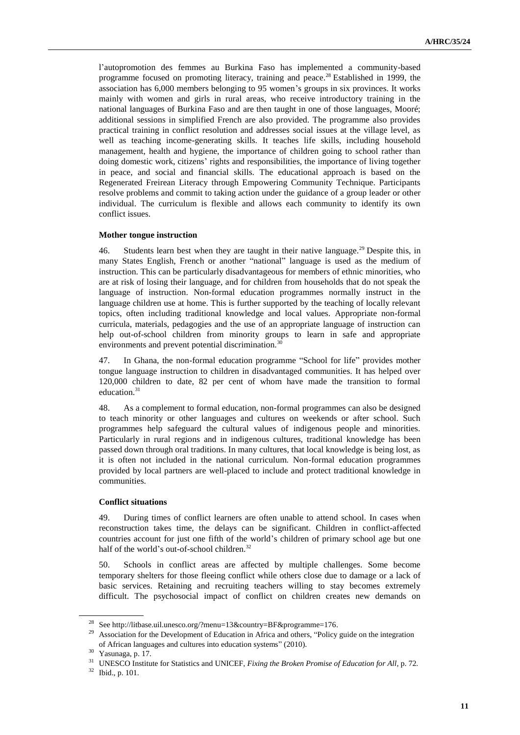l'autopromotion des femmes au Burkina Faso has implemented a community-based programme focused on promoting literacy, training and peace.[28] Established in 1999, the association has 6,000 members belonging to 95 women's groups in six provinces. It works mainly with women and girls in rural areas, who receive introductory training in the national languages of Burkina Faso and are then taught in one of those languages, Mooré; additional sessions in simplified French are also provided. The programme also provides practical training in conflict resolution and addresses social issues at the village level, as well as teaching income-generating skills. It teaches life skills, including household management, health and hygiene, the importance of children going to school rather than doing domestic work, citizens' rights and responsibilities, the importance of living together in peace, and social and financial skills. The educational approach is based on the Regenerated Freirean Literacy through Empowering Community Technique. Participants resolve problems and commit to taking action under the guidance of a group leader or other individual. The curriculum is flexible and allows each community to identify its own conflict issues.

**Mother tongue instruction**

46. Students learn best when they are taught in their native language.[29] Despite this, in many States English, French or another "national" language is used as the medium of instruction. This can be particularly disadvantageous for members of ethnic minorities, who are at risk of losing their language, and for children from households that do not speak the language of instruction. Non-formal education programmes normally instruct in the language children use at home. This is further supported by the teaching of locally relevant topics, often including traditional knowledge and local values. Appropriate non-formal curricula, materials, pedagogies and the use of an appropriate language of instruction can help out-of-school children from minority groups to learn in safe and appropriate environments and prevent potential discrimination.[30]

47. In Ghana, the non-formal education programme "School for life" provides mother tongue language instruction to children in disadvantaged communities. It has helped over 120,000 children to date, 82 per cent of whom have made the transition to formal education.[31]

48. As a complement to formal education, non-formal programmes can also be designed to teach minority or other languages and cultures on weekends or after school. Such programmes help safeguard the cultural values of indigenous people and minorities. Particularly in rural regions and in indigenous cultures, traditional knowledge has been passed down through oral traditions. In many cultures, that local knowledge is being lost, as it is often not included in the national curriculum. Non-formal education programmes provided by local partners are well-placed to include and protect traditional knowledge in communities.

**Conflict situations**

49. During times of conflict learners are often unable to attend school. In cases when reconstruction takes time, the delays can be significant. Children in conflict-affected countries account for just one fifth of the world's children of primary school age but one half of the world's out-of-school children.[32]

50. Schools in conflict areas are affected by multiple challenges. Some become temporary shelters for those fleeing conflict while others close due to damage or a lack of basic services. Retaining and recruiting teachers willing to stay becomes extremely difficult. The psychosocial impact of conflict on children creates new demands on

---

[28] See http://litbase.uil.unesco.org/?menu=13&country=BF&programme=176.

[29] Association for the Development of Education in Africa and others, "Policy guide on the integration of African languages and cultures into education systems" (2010).

[30] Yasunaga, p. 17.

[31] UNESCO Institute for Statistics and UNICEF, *Fixing the Broken Promise of Education for All*, p. 72.

[32] Ibid., p. 101.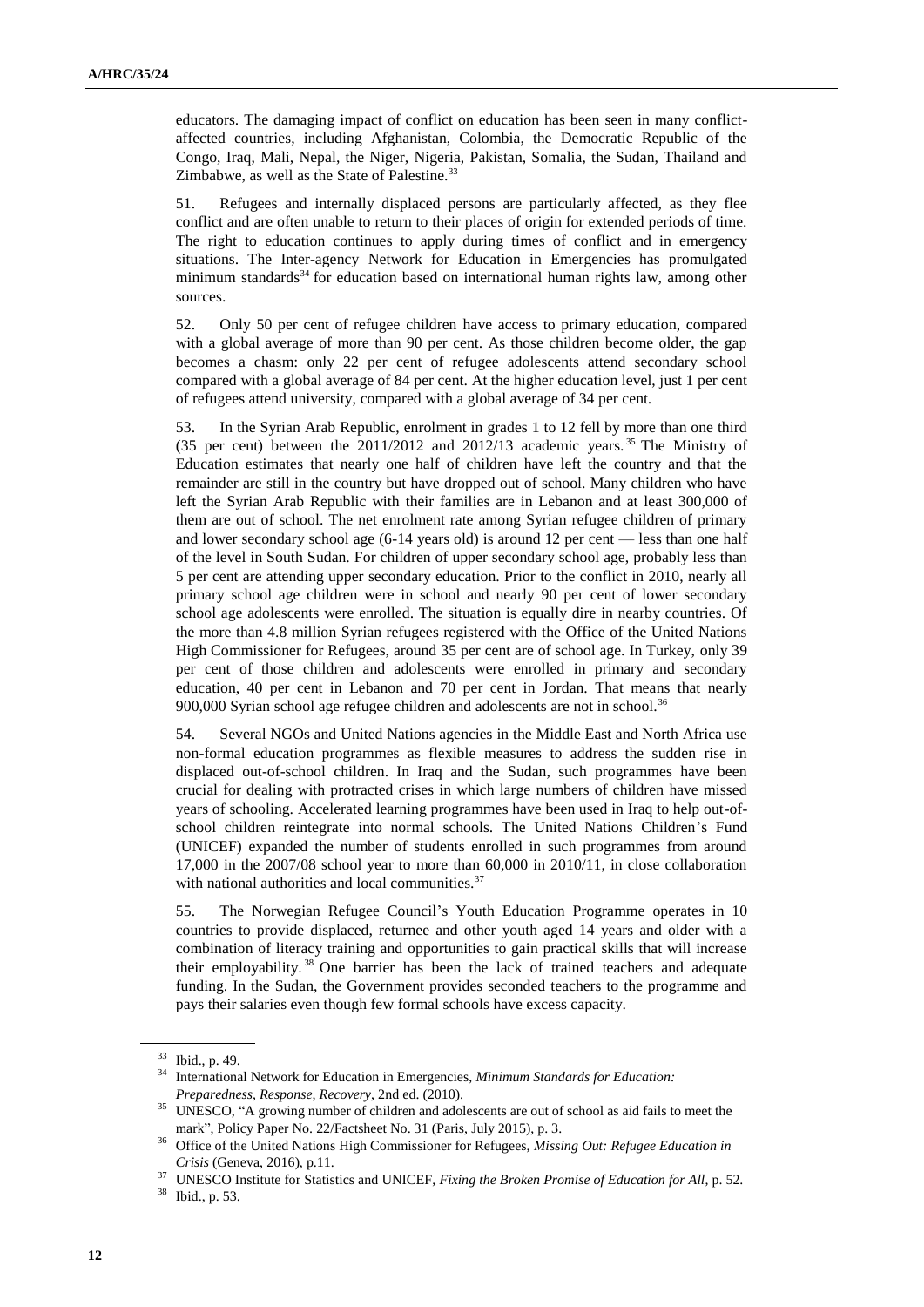educators. The damaging impact of conflict on education has been seen in many conflict-affected countries, including Afghanistan, Colombia, the Democratic Republic of the Congo, Iraq, Mali, Nepal, the Niger, Nigeria, Pakistan, Somalia, the Sudan, Thailand and Zimbabwe, as well as the State of Palestine.[33]

51. Refugees and internally displaced persons are particularly affected, as they flee conflict and are often unable to return to their places of origin for extended periods of time. The right to education continues to apply during times of conflict and in emergency situations. The Inter-agency Network for Education in Emergencies has promulgated minimum standards[34] for education based on international human rights law, among other sources.

52. Only 50 per cent of refugee children have access to primary education, compared with a global average of more than 90 per cent. As those children become older, the gap becomes a chasm: only 22 per cent of refugee adolescents attend secondary school compared with a global average of 84 per cent. At the higher education level, just 1 per cent of refugees attend university, compared with a global average of 34 per cent.

53. In the Syrian Arab Republic, enrolment in grades 1 to 12 fell by more than one third (35 per cent) between the 2011/2012 and 2012/13 academic years.[35] The Ministry of Education estimates that nearly one half of children have left the country and that the remainder are still in the country but have dropped out of school. Many children who have left the Syrian Arab Republic with their families are in Lebanon and at least 300,000 of them are out of school. The net enrolment rate among Syrian refugee children of primary and lower secondary school age (6-14 years old) is around 12 per cent — less than one half of the level in South Sudan. For children of upper secondary school age, probably less than 5 per cent are attending upper secondary education. Prior to the conflict in 2010, nearly all primary school age children were in school and nearly 90 per cent of lower secondary school age adolescents were enrolled. The situation is equally dire in nearby countries. Of the more than 4.8 million Syrian refugees registered with the Office of the United Nations High Commissioner for Refugees, around 35 per cent are of school age. In Turkey, only 39 per cent of those children and adolescents were enrolled in primary and secondary education, 40 per cent in Lebanon and 70 per cent in Jordan. That means that nearly 900,000 Syrian school age refugee children and adolescents are not in school.[36]

54. Several NGOs and United Nations agencies in the Middle East and North Africa use non-formal education programmes as flexible measures to address the sudden rise in displaced out-of-school children. In Iraq and the Sudan, such programmes have been crucial for dealing with protracted crises in which large numbers of children have missed years of schooling. Accelerated learning programmes have been used in Iraq to help out-of-school children reintegrate into normal schools. The United Nations Children's Fund (UNICEF) expanded the number of students enrolled in such programmes from around 17,000 in the 2007/08 school year to more than 60,000 in 2010/11, in close collaboration with national authorities and local communities.[37]

55. The Norwegian Refugee Council's Youth Education Programme operates in 10 countries to provide displaced, returnee and other youth aged 14 years and older with a combination of literacy training and opportunities to gain practical skills that will increase their employability.[38] One barrier has been the lack of trained teachers and adequate funding. In the Sudan, the Government provides seconded teachers to the programme and pays their salaries even though few formal schools have excess capacity.

---

[33] Ibid., p. 49.

[34] International Network for Education in Emergencies, *Minimum Standards for Education: Preparedness, Response, Recovery*, 2nd ed. (2010).

[35] UNESCO, "A growing number of children and adolescents are out of school as aid fails to meet the mark", Policy Paper No. 22/Factsheet No. 31 (Paris, July 2015), p. 3.

[36] Office of the United Nations High Commissioner for Refugees, *Missing Out: Refugee Education in Crisis* (Geneva, 2016), p.11.

[37] UNESCO Institute for Statistics and UNICEF, *Fixing the Broken Promise of Education for All*, p. 52.

[38] Ibid., p. 53.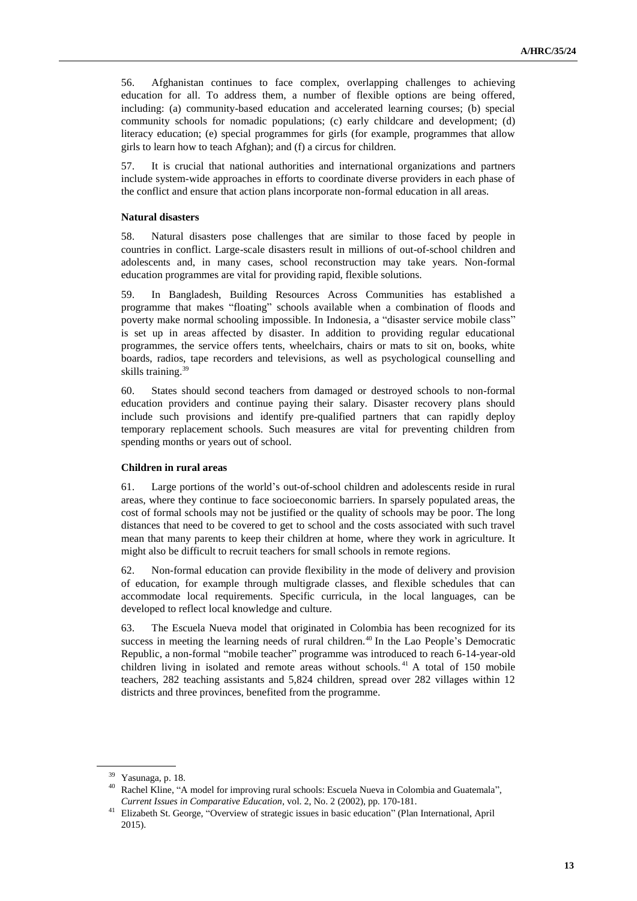56. Afghanistan continues to face complex, overlapping challenges to achieving education for all. To address them, a number of flexible options are being offered, including: (a) community-based education and accelerated learning courses; (b) special community schools for nomadic populations; (c) early childcare and development; (d) literacy education; (e) special programmes for girls (for example, programmes that allow girls to learn how to teach Afghan); and (f) a circus for children.

57. It is crucial that national authorities and international organizations and partners include system-wide approaches in efforts to coordinate diverse providers in each phase of the conflict and ensure that action plans incorporate non-formal education in all areas.

### Natural disasters

58. Natural disasters pose challenges that are similar to those faced by people in countries in conflict. Large-scale disasters result in millions of out-of-school children and adolescents and, in many cases, school reconstruction may take years. Non-formal education programmes are vital for providing rapid, flexible solutions.

59. In Bangladesh, Building Resources Across Communities has established a programme that makes "floating" schools available when a combination of floods and poverty make normal schooling impossible. In Indonesia, a "disaster service mobile class" is set up in areas affected by disaster. In addition to providing regular educational programmes, the service offers tents, wheelchairs, chairs or mats to sit on, books, white boards, radios, tape recorders and televisions, as well as psychological counselling and skills training.[39]

60. States should second teachers from damaged or destroyed schools to non-formal education providers and continue paying their salary. Disaster recovery plans should include such provisions and identify pre-qualified partners that can rapidly deploy temporary replacement schools. Such measures are vital for preventing children from spending months or years out of school.

### Children in rural areas

61. Large portions of the world's out-of-school children and adolescents reside in rural areas, where they continue to face socioeconomic barriers. In sparsely populated areas, the cost of formal schools may not be justified or the quality of schools may be poor. The long distances that need to be covered to get to school and the costs associated with such travel mean that many parents to keep their children at home, where they work in agriculture. It might also be difficult to recruit teachers for small schools in remote regions.

62. Non-formal education can provide flexibility in the mode of delivery and provision of education, for example through multigrade classes, and flexible schedules that can accommodate local requirements. Specific curricula, in the local languages, can be developed to reflect local knowledge and culture.

63. The Escuela Nueva model that originated in Colombia has been recognized for its success in meeting the learning needs of rural children.[40] In the Lao People's Democratic Republic, a non-formal "mobile teacher" programme was introduced to reach 6-14-year-old children living in isolated and remote areas without schools.[41] A total of 150 mobile teachers, 282 teaching assistants and 5,824 children, spread over 282 villages within 12 districts and three provinces, benefited from the programme.

---

[39] Yasunaga, p. 18.

[40] Rachel Kline, "A model for improving rural schools: Escuela Nueva in Colombia and Guatemala", *Current Issues in Comparative Education*, vol. 2, No. 2 (2002), pp. 170-181.

[41] Elizabeth St. George, "Overview of strategic issues in basic education" (Plan International, April 2015).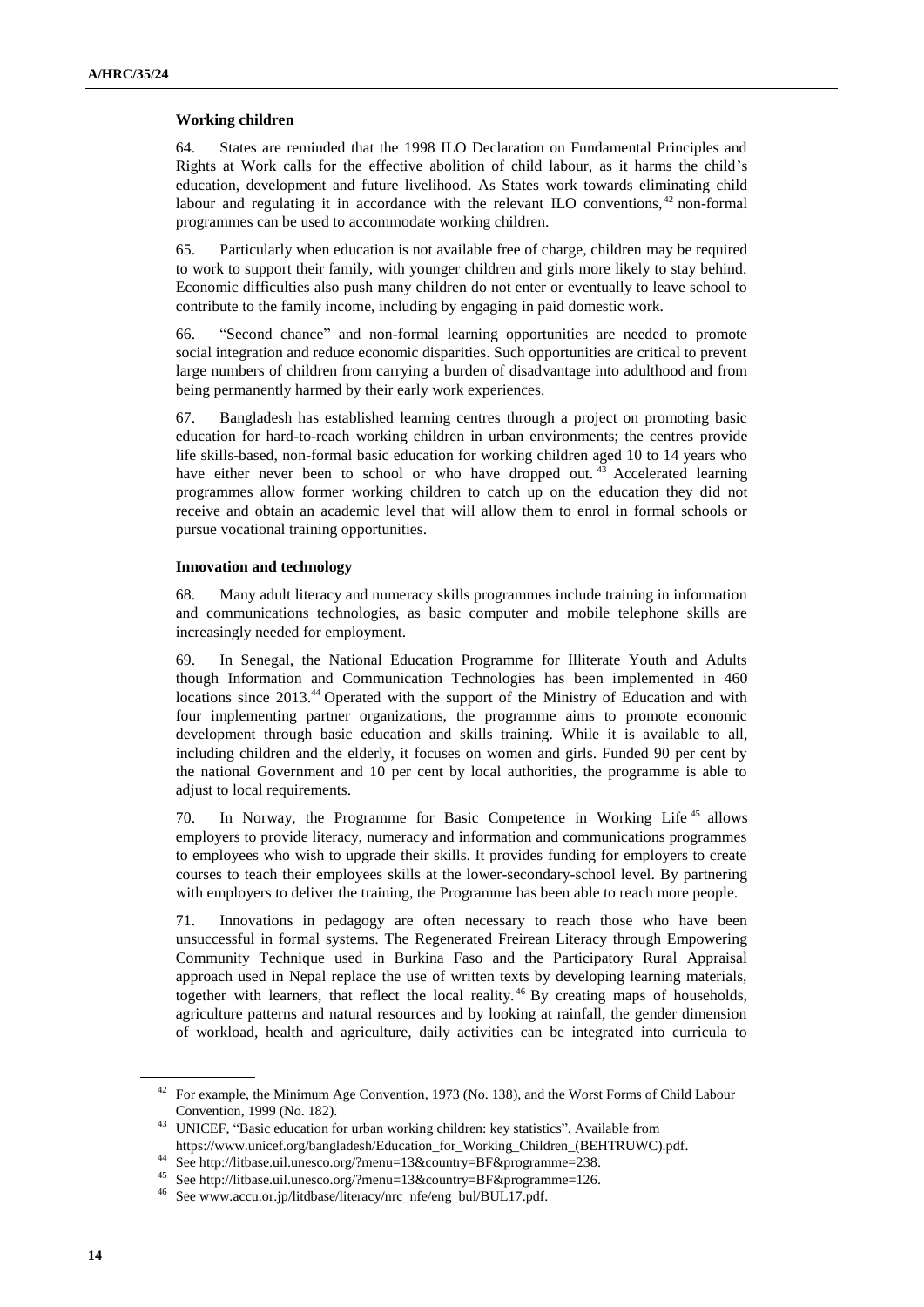**Working children**

64. States are reminded that the 1998 ILO Declaration on Fundamental Principles and Rights at Work calls for the effective abolition of child labour, as it harms the child's education, development and future livelihood. As States work towards eliminating child labour and regulating it in accordance with the relevant ILO conventions,[42] non-formal programmes can be used to accommodate working children.

65. Particularly when education is not available free of charge, children may be required to work to support their family, with younger children and girls more likely to stay behind. Economic difficulties also push many children do not enter or eventually to leave school to contribute to the family income, including by engaging in paid domestic work.

66. "Second chance" and non-formal learning opportunities are needed to promote social integration and reduce economic disparities. Such opportunities are critical to prevent large numbers of children from carrying a burden of disadvantage into adulthood and from being permanently harmed by their early work experiences.

67. Bangladesh has established learning centres through a project on promoting basic education for hard-to-reach working children in urban environments; the centres provide life skills-based, non-formal basic education for working children aged 10 to 14 years who have either never been to school or who have dropped out.[43] Accelerated learning programmes allow former working children to catch up on the education they did not receive and obtain an academic level that will allow them to enrol in formal schools or pursue vocational training opportunities.

**Innovation and technology**

68. Many adult literacy and numeracy skills programmes include training in information and communications technologies, as basic computer and mobile telephone skills are increasingly needed for employment.

69. In Senegal, the National Education Programme for Illiterate Youth and Adults though Information and Communication Technologies has been implemented in 460 locations since 2013.[44] Operated with the support of the Ministry of Education and with four implementing partner organizations, the programme aims to promote economic development through basic education and skills training. While it is available to all, including children and the elderly, it focuses on women and girls. Funded 90 per cent by the national Government and 10 per cent by local authorities, the programme is able to adjust to local requirements.

70. In Norway, the Programme for Basic Competence in Working Life[45] allows employers to provide literacy, numeracy and information and communications programmes to employees who wish to upgrade their skills. It provides funding for employers to create courses to teach their employees skills at the lower-secondary-school level. By partnering with employers to deliver the training, the Programme has been able to reach more people.

71. Innovations in pedagogy are often necessary to reach those who have been unsuccessful in formal systems. The Regenerated Freirean Literacy through Empowering Community Technique used in Burkina Faso and the Participatory Rural Appraisal approach used in Nepal replace the use of written texts by developing learning materials, together with learners, that reflect the local reality.[46] By creating maps of households, agriculture patterns and natural resources and by looking at rainfall, the gender dimension of workload, health and agriculture, daily activities can be integrated into curricula to

---

[42] For example, the Minimum Age Convention, 1973 (No. 138), and the Worst Forms of Child Labour Convention, 1999 (No. 182).

[43] UNICEF, "Basic education for urban working children: key statistics". Available from https://www.unicef.org/bangladesh/Education_for_Working_Children_(BEHTRUWC).pdf.

[44] See http://litbase.uil.unesco.org/?menu=13&country=BF&programme=238.

[45] See http://litbase.uil.unesco.org/?menu=13&country=BF&programme=126.

[46] See www.accu.or.jp/litdbase/literacy/nrc_nfe/eng_bul/BUL17.pdf.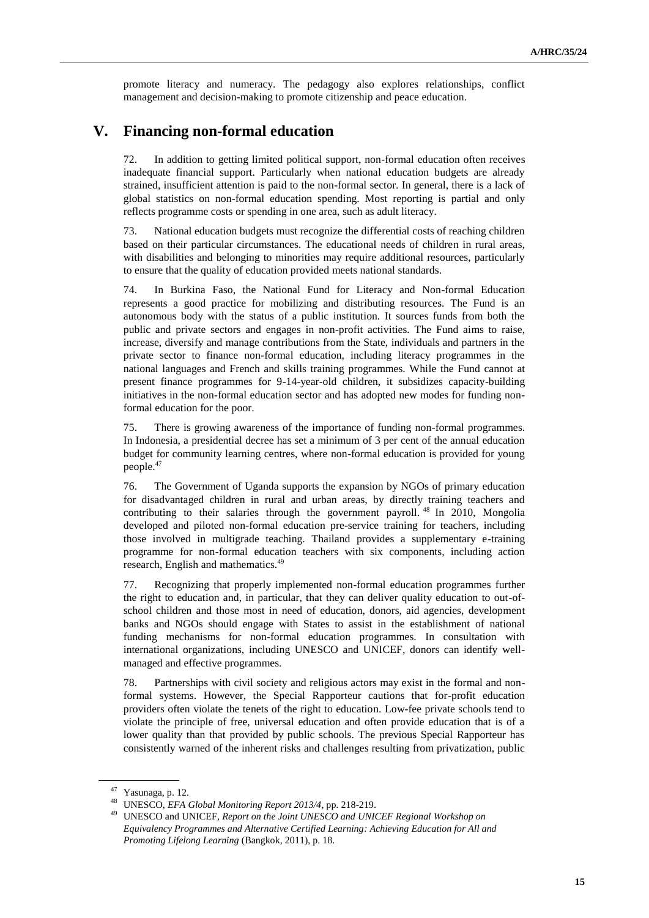promote literacy and numeracy. The pedagogy also explores relationships, conflict management and decision-making to promote citizenship and peace education.

# V. Financing non-formal education

72. In addition to getting limited political support, non-formal education often receives inadequate financial support. Particularly when national education budgets are already strained, insufficient attention is paid to the non-formal sector. In general, there is a lack of global statistics on non-formal education spending. Most reporting is partial and only reflects programme costs or spending in one area, such as adult literacy.

73. National education budgets must recognize the differential costs of reaching children based on their particular circumstances. The educational needs of children in rural areas, with disabilities and belonging to minorities may require additional resources, particularly to ensure that the quality of education provided meets national standards.

74. In Burkina Faso, the National Fund for Literacy and Non-formal Education represents a good practice for mobilizing and distributing resources. The Fund is an autonomous body with the status of a public institution. It sources funds from both the public and private sectors and engages in non-profit activities. The Fund aims to raise, increase, diversify and manage contributions from the State, individuals and partners in the private sector to finance non-formal education, including literacy programmes in the national languages and French and skills training programmes. While the Fund cannot at present finance programmes for 9-14-year-old children, it subsidizes capacity-building initiatives in the non-formal education sector and has adopted new modes for funding non-formal education for the poor.

75. There is growing awareness of the importance of funding non-formal programmes. In Indonesia, a presidential decree has set a minimum of 3 per cent of the annual education budget for community learning centres, where non-formal education is provided for young people.[47]

76. The Government of Uganda supports the expansion by NGOs of primary education for disadvantaged children in rural and urban areas, by directly training teachers and contributing to their salaries through the government payroll.[48] In 2010, Mongolia developed and piloted non-formal education pre-service training for teachers, including those involved in multigrade teaching. Thailand provides a supplementary e-training programme for non-formal education teachers with six components, including action research, English and mathematics.[49]

77. Recognizing that properly implemented non-formal education programmes further the right to education and, in particular, that they can deliver quality education to out-of-school children and those most in need of education, donors, aid agencies, development banks and NGOs should engage with States to assist in the establishment of national funding mechanisms for non-formal education programmes. In consultation with international organizations, including UNESCO and UNICEF, donors can identify well-managed and effective programmes.

78. Partnerships with civil society and religious actors may exist in the formal and non-formal systems. However, the Special Rapporteur cautions that for-profit education providers often violate the tenets of the right to education. Low-fee private schools tend to violate the principle of free, universal education and often provide education that is of a lower quality than that provided by public schools. The previous Special Rapporteur has consistently warned of the inherent risks and challenges resulting from privatization, public

---

[47] Yasunaga, p. 12.

[48] UNESCO, *EFA Global Monitoring Report 2013/4*, pp. 218-219.

[49] UNESCO and UNICEF, *Report on the Joint UNESCO and UNICEF Regional Workshop on Equivalency Programmes and Alternative Certified Learning: Achieving Education for All and Promoting Lifelong Learning* (Bangkok, 2011), p. 18.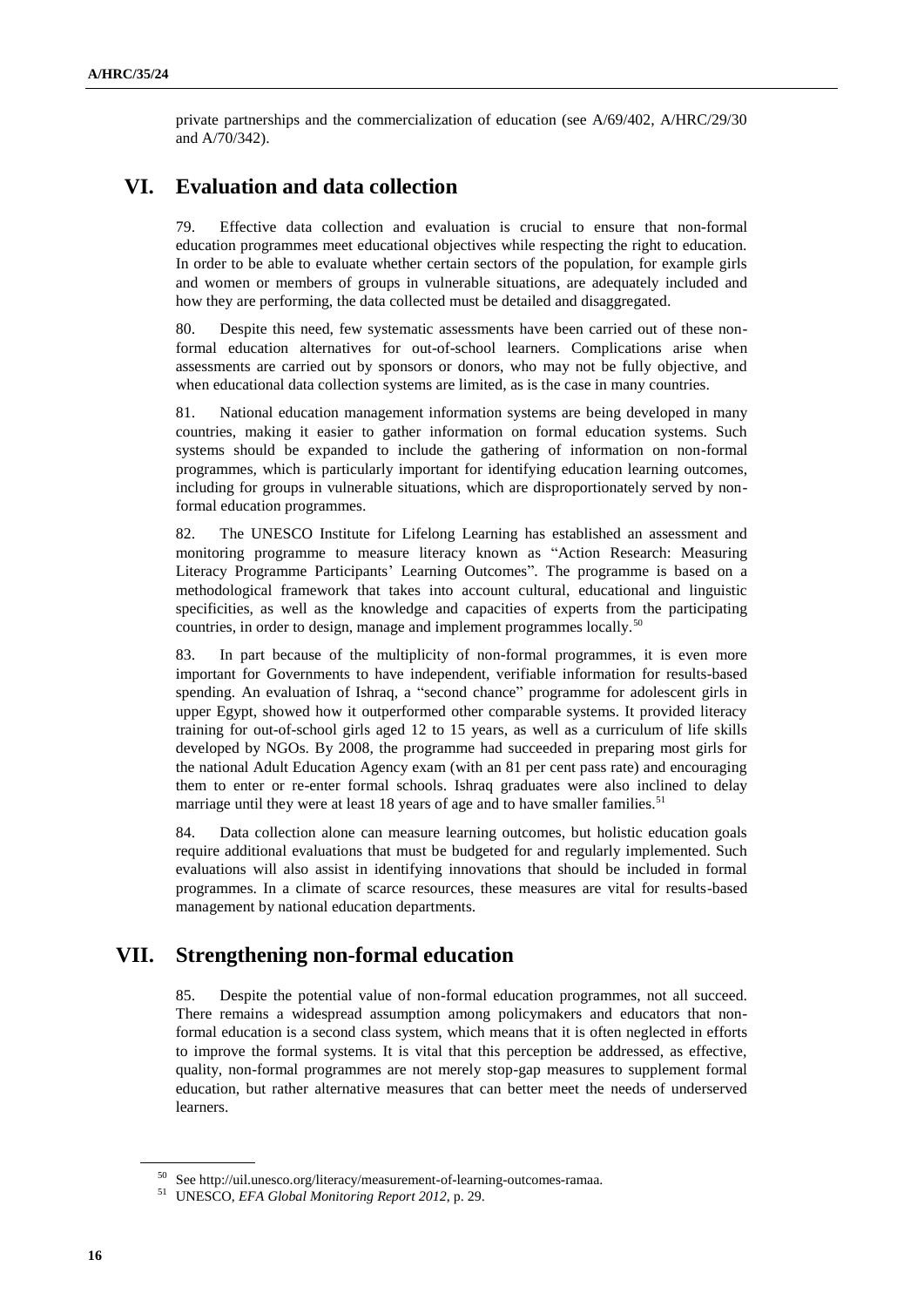private partnerships and the commercialization of education (see A/69/402, A/HRC/29/30 and A/70/342).

## VI. Evaluation and data collection

79. Effective data collection and evaluation is crucial to ensure that non-formal education programmes meet educational objectives while respecting the right to education. In order to be able to evaluate whether certain sectors of the population, for example girls and women or members of groups in vulnerable situations, are adequately included and how they are performing, the data collected must be detailed and disaggregated.

80. Despite this need, few systematic assessments have been carried out of these non-formal education alternatives for out-of-school learners. Complications arise when assessments are carried out by sponsors or donors, who may not be fully objective, and when educational data collection systems are limited, as is the case in many countries.

81. National education management information systems are being developed in many countries, making it easier to gather information on formal education systems. Such systems should be expanded to include the gathering of information on non-formal programmes, which is particularly important for identifying education learning outcomes, including for groups in vulnerable situations, which are disproportionately served by non-formal education programmes.

82. The UNESCO Institute for Lifelong Learning has established an assessment and monitoring programme to measure literacy known as "Action Research: Measuring Literacy Programme Participants' Learning Outcomes". The programme is based on a methodological framework that takes into account cultural, educational and linguistic specificities, as well as the knowledge and capacities of experts from the participating countries, in order to design, manage and implement programmes locally.[50]

83. In part because of the multiplicity of non-formal programmes, it is even more important for Governments to have independent, verifiable information for results-based spending. An evaluation of Ishraq, a "second chance" programme for adolescent girls in upper Egypt, showed how it outperformed other comparable systems. It provided literacy training for out-of-school girls aged 12 to 15 years, as well as a curriculum of life skills developed by NGOs. By 2008, the programme had succeeded in preparing most girls for the national Adult Education Agency exam (with an 81 per cent pass rate) and encouraging them to enter or re-enter formal schools. Ishraq graduates were also inclined to delay marriage until they were at least 18 years of age and to have smaller families.[51]

84. Data collection alone can measure learning outcomes, but holistic education goals require additional evaluations that must be budgeted for and regularly implemented. Such evaluations will also assist in identifying innovations that should be included in formal programmes. In a climate of scarce resources, these measures are vital for results-based management by national education departments.

## VII. Strengthening non-formal education

85. Despite the potential value of non-formal education programmes, not all succeed. There remains a widespread assumption among policymakers and educators that non-formal education is a second class system, which means that it is often neglected in efforts to improve the formal systems. It is vital that this perception be addressed, as effective, quality, non-formal programmes are not merely stop-gap measures to supplement formal education, but rather alternative measures that can better meet the needs of underserved learners.

---

[50] See http://uil.unesco.org/literacy/measurement-of-learning-outcomes-ramaa.

[51] UNESCO, *EFA Global Monitoring Report 2012*, p. 29.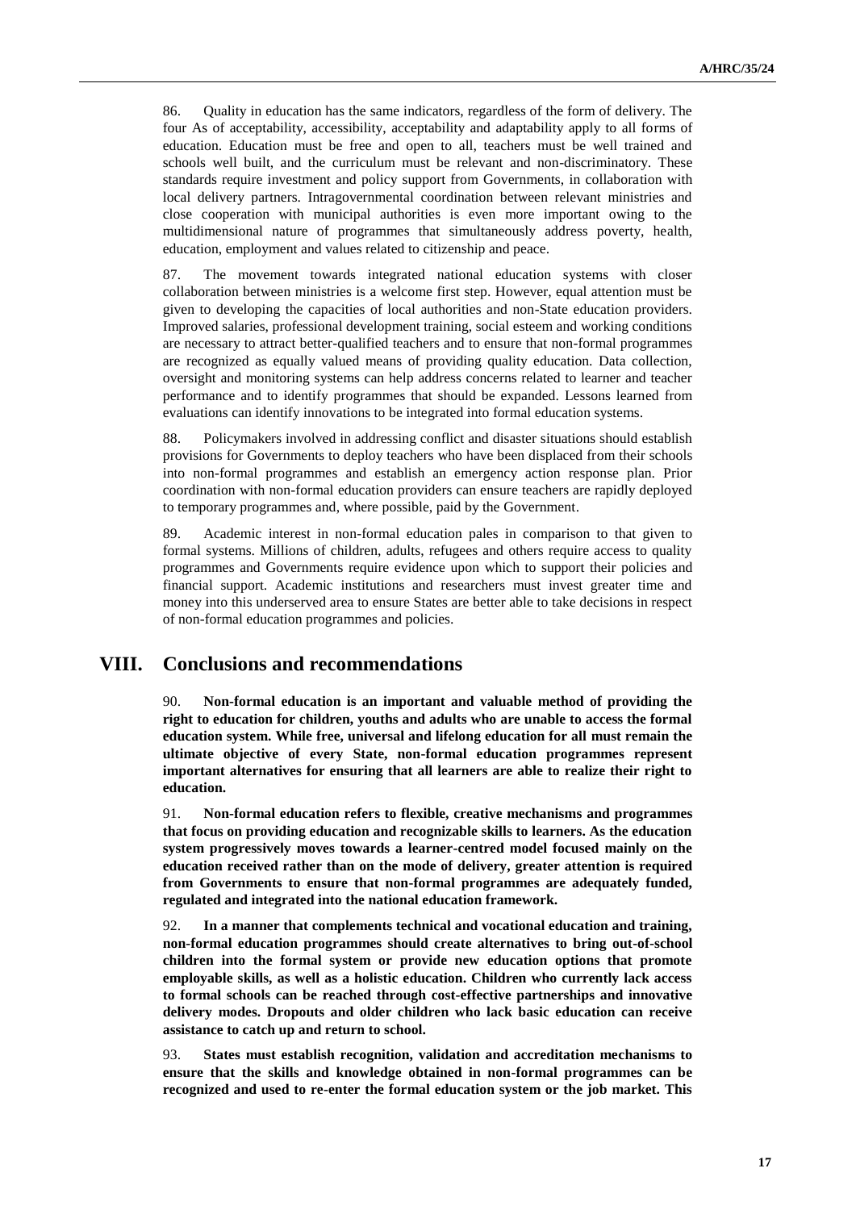86. Quality in education has the same indicators, regardless of the form of delivery. The four As of acceptability, accessibility, acceptability and adaptability apply to all forms of education. Education must be free and open to all, teachers must be well trained and schools well built, and the curriculum must be relevant and non-discriminatory. These standards require investment and policy support from Governments, in collaboration with local delivery partners. Intragovernmental coordination between relevant ministries and close cooperation with municipal authorities is even more important owing to the multidimensional nature of programmes that simultaneously address poverty, health, education, employment and values related to citizenship and peace.

87. The movement towards integrated national education systems with closer collaboration between ministries is a welcome first step. However, equal attention must be given to developing the capacities of local authorities and non-State education providers. Improved salaries, professional development training, social esteem and working conditions are necessary to attract better-qualified teachers and to ensure that non-formal programmes are recognized as equally valued means of providing quality education. Data collection, oversight and monitoring systems can help address concerns related to learner and teacher performance and to identify programmes that should be expanded. Lessons learned from evaluations can identify innovations to be integrated into formal education systems.

88. Policymakers involved in addressing conflict and disaster situations should establish provisions for Governments to deploy teachers who have been displaced from their schools into non-formal programmes and establish an emergency action response plan. Prior coordination with non-formal education providers can ensure teachers are rapidly deployed to temporary programmes and, where possible, paid by the Government.

89. Academic interest in non-formal education pales in comparison to that given to formal systems. Millions of children, adults, refugees and others require access to quality programmes and Governments require evidence upon which to support their policies and financial support. Academic institutions and researchers must invest greater time and money into this underserved area to ensure States are better able to take decisions in respect of non-formal education programmes and policies.

## VIII. Conclusions and recommendations

90. **Non-formal education is an important and valuable method of providing the right to education for children, youths and adults who are unable to access the formal education system. While free, universal and lifelong education for all must remain the ultimate objective of every State, non-formal education programmes represent important alternatives for ensuring that all learners are able to realize their right to education.**

91. **Non-formal education refers to flexible, creative mechanisms and programmes that focus on providing education and recognizable skills to learners. As the education system progressively moves towards a learner-centred model focused mainly on the education received rather than on the mode of delivery, greater attention is required from Governments to ensure that non-formal programmes are adequately funded, regulated and integrated into the national education framework.**

92. **In a manner that complements technical and vocational education and training, non-formal education programmes should create alternatives to bring out-of-school children into the formal system or provide new education options that promote employable skills, as well as a holistic education. Children who currently lack access to formal schools can be reached through cost-effective partnerships and innovative delivery modes. Dropouts and older children who lack basic education can receive assistance to catch up and return to school.**

93. **States must establish recognition, validation and accreditation mechanisms to ensure that the skills and knowledge obtained in non-formal programmes can be recognized and used to re-enter the formal education system or the job market. This**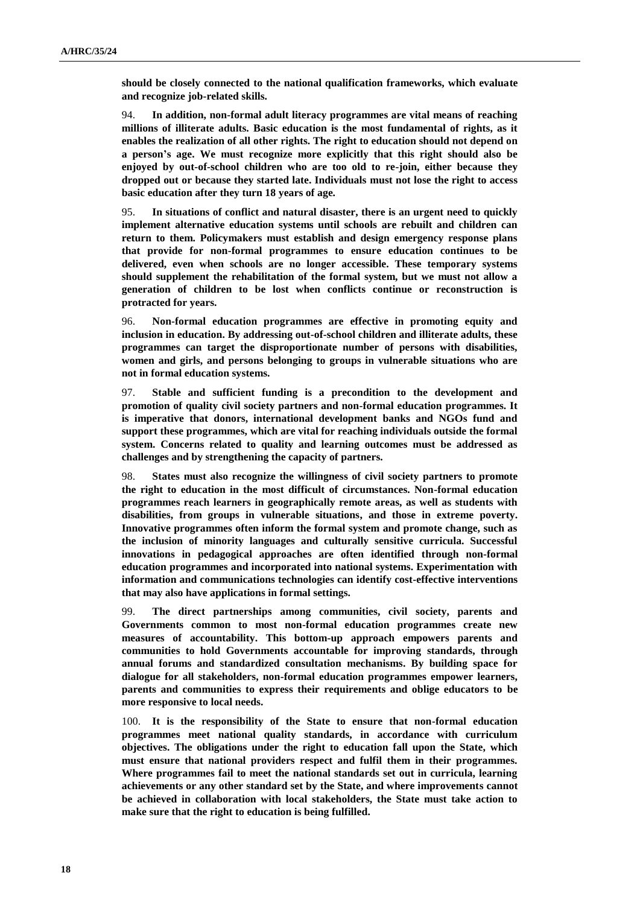**should be closely connected to the national qualification frameworks, which evaluate and recognize job-related skills.**

94. **In addition, non-formal adult literacy programmes are vital means of reaching millions of illiterate adults. Basic education is the most fundamental of rights, as it enables the realization of all other rights. The right to education should not depend on a person's age. We must recognize more explicitly that this right should also be enjoyed by out-of-school children who are too old to re-join, either because they dropped out or because they started late. Individuals must not lose the right to access basic education after they turn 18 years of age.**

95. **In situations of conflict and natural disaster, there is an urgent need to quickly implement alternative education systems until schools are rebuilt and children can return to them. Policymakers must establish and design emergency response plans that provide for non-formal programmes to ensure education continues to be delivered, even when schools are no longer accessible. These temporary systems should supplement the rehabilitation of the formal system, but we must not allow a generation of children to be lost when conflicts continue or reconstruction is protracted for years.**

96. **Non-formal education programmes are effective in promoting equity and inclusion in education. By addressing out-of-school children and illiterate adults, these programmes can target the disproportionate number of persons with disabilities, women and girls, and persons belonging to groups in vulnerable situations who are not in formal education systems.**

97. **Stable and sufficient funding is a precondition to the development and promotion of quality civil society partners and non-formal education programmes. It is imperative that donors, international development banks and NGOs fund and support these programmes, which are vital for reaching individuals outside the formal system. Concerns related to quality and learning outcomes must be addressed as challenges and by strengthening the capacity of partners.**

98. **States must also recognize the willingness of civil society partners to promote the right to education in the most difficult of circumstances. Non-formal education programmes reach learners in geographically remote areas, as well as students with disabilities, from groups in vulnerable situations, and those in extreme poverty. Innovative programmes often inform the formal system and promote change, such as the inclusion of minority languages and culturally sensitive curricula. Successful innovations in pedagogical approaches are often identified through non-formal education programmes and incorporated into national systems. Experimentation with information and communications technologies can identify cost-effective interventions that may also have applications in formal settings.**

99. **The direct partnerships among communities, civil society, parents and Governments common to most non-formal education programmes create new measures of accountability. This bottom-up approach empowers parents and communities to hold Governments accountable for improving standards, through annual forums and standardized consultation mechanisms. By building space for dialogue for all stakeholders, non-formal education programmes empower learners, parents and communities to express their requirements and oblige educators to be more responsive to local needs.**

100. **It is the responsibility of the State to ensure that non-formal education programmes meet national quality standards, in accordance with curriculum objectives. The obligations under the right to education fall upon the State, which must ensure that national providers respect and fulfil them in their programmes. Where programmes fail to meet the national standards set out in curricula, learning achievements or any other standard set by the State, and where improvements cannot be achieved in collaboration with local stakeholders, the State must take action to make sure that the right to education is being fulfilled.**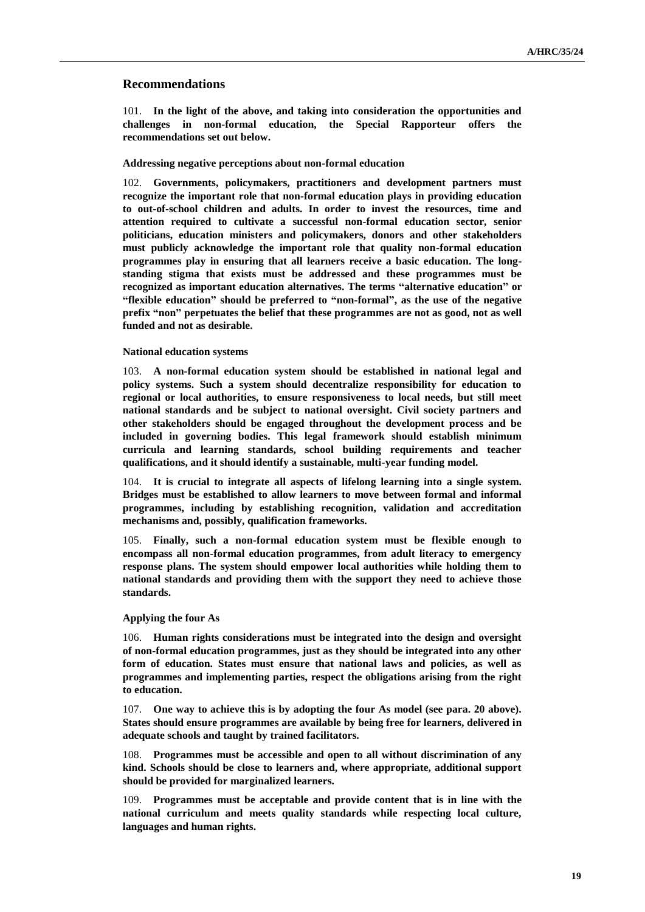## Recommendations

101. **In the light of the above, and taking into consideration the opportunities and challenges in non-formal education, the Special Rapporteur offers the recommendations set out below.**

### Addressing negative perceptions about non-formal education

102. **Governments, policymakers, practitioners and development partners must recognize the important role that non-formal education plays in providing education to out-of-school children and adults. In order to invest the resources, time and attention required to cultivate a successful non-formal education sector, senior politicians, education ministers and policymakers, donors and other stakeholders must publicly acknowledge the important role that quality non-formal education programmes play in ensuring that all learners receive a basic education. The long-standing stigma that exists must be addressed and these programmes must be recognized as important education alternatives. The terms "alternative education" or "flexible education" should be preferred to "non-formal", as the use of the negative prefix "non" perpetuates the belief that these programmes are not as good, not as well funded and not as desirable.**

### National education systems

103. **A non-formal education system should be established in national legal and policy systems. Such a system should decentralize responsibility for education to regional or local authorities, to ensure responsiveness to local needs, but still meet national standards and be subject to national oversight. Civil society partners and other stakeholders should be engaged throughout the development process and be included in governing bodies. This legal framework should establish minimum curricula and learning standards, school building requirements and teacher qualifications, and it should identify a sustainable, multi-year funding model.**

104. **It is crucial to integrate all aspects of lifelong learning into a single system. Bridges must be established to allow learners to move between formal and informal programmes, including by establishing recognition, validation and accreditation mechanisms and, possibly, qualification frameworks.**

105. **Finally, such a non-formal education system must be flexible enough to encompass all non-formal education programmes, from adult literacy to emergency response plans. The system should empower local authorities while holding them to national standards and providing them with the support they need to achieve those standards.**

### Applying the four As

106. **Human rights considerations must be integrated into the design and oversight of non-formal education programmes, just as they should be integrated into any other form of education. States must ensure that national laws and policies, as well as programmes and implementing parties, respect the obligations arising from the right to education.**

107. **One way to achieve this is by adopting the four As model (see para. 20 above). States should ensure programmes are available by being free for learners, delivered in adequate schools and taught by trained facilitators.**

108. **Programmes must be accessible and open to all without discrimination of any kind. Schools should be close to learners and, where appropriate, additional support should be provided for marginalized learners.**

109. **Programmes must be acceptable and provide content that is in line with the national curriculum and meets quality standards while respecting local culture, languages and human rights.**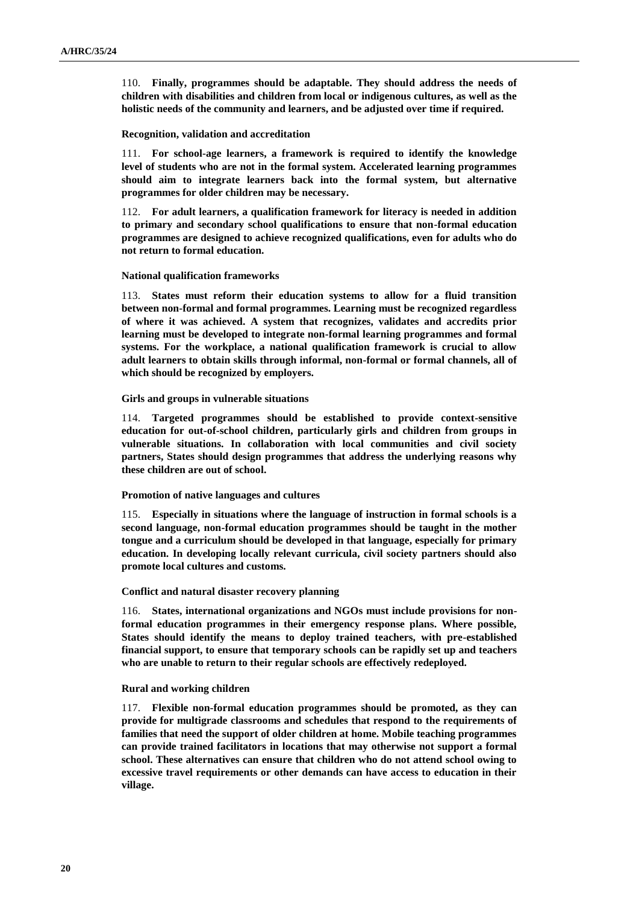110. **Finally, programmes should be adaptable. They should address the needs of children with disabilities and children from local or indigenous cultures, as well as the holistic needs of the community and learners, and be adjusted over time if required.**

**Recognition, validation and accreditation**

111. **For school-age learners, a framework is required to identify the knowledge level of students who are not in the formal system. Accelerated learning programmes should aim to integrate learners back into the formal system, but alternative programmes for older children may be necessary.**

112. **For adult learners, a qualification framework for literacy is needed in addition to primary and secondary school qualifications to ensure that non-formal education programmes are designed to achieve recognized qualifications, even for adults who do not return to formal education.**

**National qualification frameworks**

113. **States must reform their education systems to allow for a fluid transition between non-formal and formal programmes. Learning must be recognized regardless of where it was achieved. A system that recognizes, validates and accredits prior learning must be developed to integrate non-formal learning programmes and formal systems. For the workplace, a national qualification framework is crucial to allow adult learners to obtain skills through informal, non-formal or formal channels, all of which should be recognized by employers.**

**Girls and groups in vulnerable situations**

114. **Targeted programmes should be established to provide context-sensitive education for out-of-school children, particularly girls and children from groups in vulnerable situations. In collaboration with local communities and civil society partners, States should design programmes that address the underlying reasons why these children are out of school.**

**Promotion of native languages and cultures**

115. **Especially in situations where the language of instruction in formal schools is a second language, non-formal education programmes should be taught in the mother tongue and a curriculum should be developed in that language, especially for primary education. In developing locally relevant curricula, civil society partners should also promote local cultures and customs.**

**Conflict and natural disaster recovery planning**

116. **States, international organizations and NGOs must include provisions for non-formal education programmes in their emergency response plans. Where possible, States should identify the means to deploy trained teachers, with pre-established financial support, to ensure that temporary schools can be rapidly set up and teachers who are unable to return to their regular schools are effectively redeployed.**

**Rural and working children**

117. **Flexible non-formal education programmes should be promoted, as they can provide for multigrade classrooms and schedules that respond to the requirements of families that need the support of older children at home. Mobile teaching programmes can provide trained facilitators in locations that may otherwise not support a formal school. These alternatives can ensure that children who do not attend school owing to excessive travel requirements or other demands can have access to education in their village.**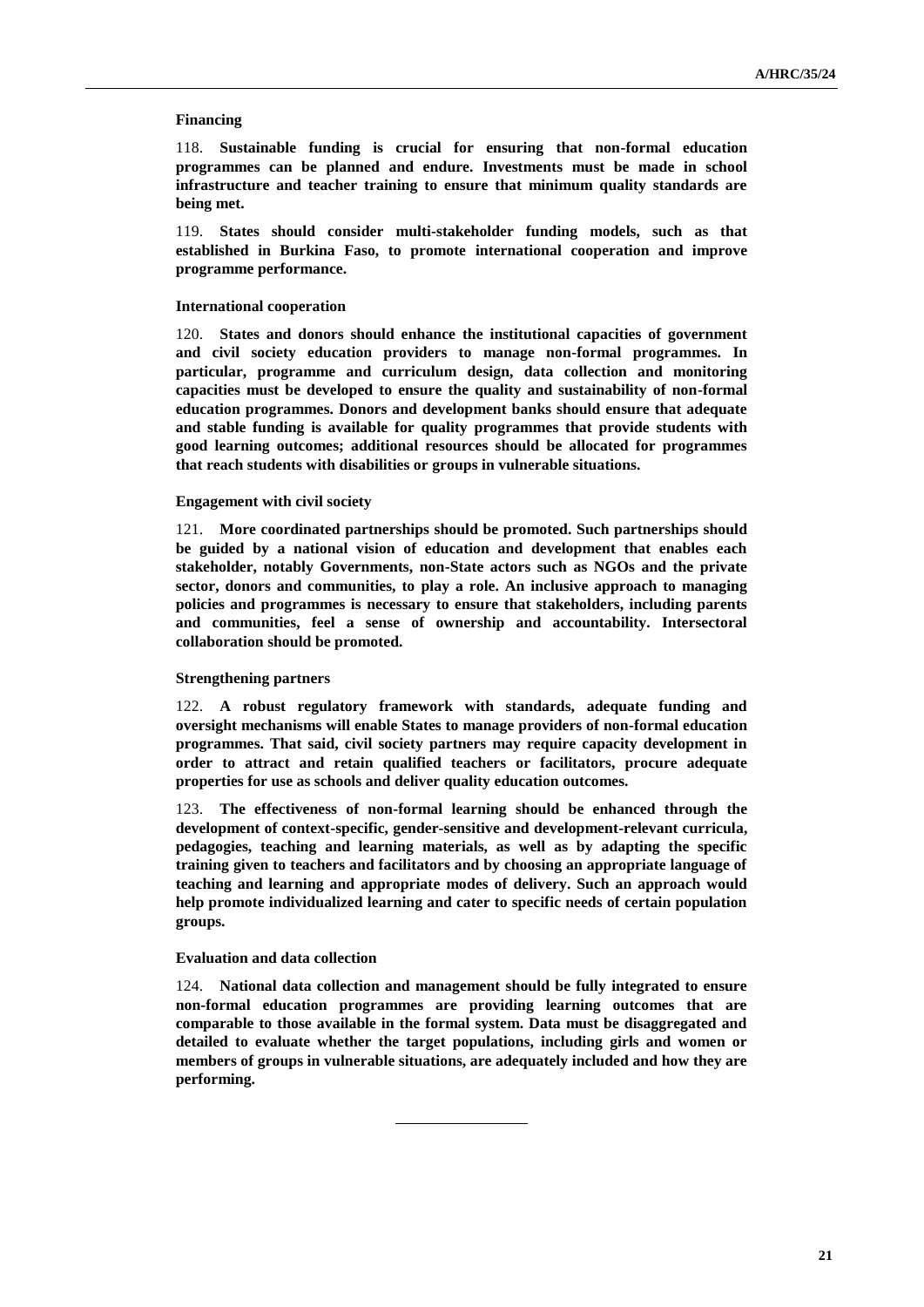**Financing**

118. **Sustainable funding is crucial for ensuring that non-formal education programmes can be planned and endure. Investments must be made in school infrastructure and teacher training to ensure that minimum quality standards are being met.**

119. **States should consider multi-stakeholder funding models, such as that established in Burkina Faso, to promote international cooperation and improve programme performance.**

**International cooperation**

120. **States and donors should enhance the institutional capacities of government and civil society education providers to manage non-formal programmes. In particular, programme and curriculum design, data collection and monitoring capacities must be developed to ensure the quality and sustainability of non-formal education programmes. Donors and development banks should ensure that adequate and stable funding is available for quality programmes that provide students with good learning outcomes; additional resources should be allocated for programmes that reach students with disabilities or groups in vulnerable situations.**

**Engagement with civil society**

121. **More coordinated partnerships should be promoted. Such partnerships should be guided by a national vision of education and development that enables each stakeholder, notably Governments, non-State actors such as NGOs and the private sector, donors and communities, to play a role. An inclusive approach to managing policies and programmes is necessary to ensure that stakeholders, including parents and communities, feel a sense of ownership and accountability. Intersectoral collaboration should be promoted.**

**Strengthening partners**

122. **A robust regulatory framework with standards, adequate funding and oversight mechanisms will enable States to manage providers of non-formal education programmes. That said, civil society partners may require capacity development in order to attract and retain qualified teachers or facilitators, procure adequate properties for use as schools and deliver quality education outcomes.**

123. **The effectiveness of non-formal learning should be enhanced through the development of context-specific, gender-sensitive and development-relevant curricula, pedagogies, teaching and learning materials, as well as by adapting the specific training given to teachers and facilitators and by choosing an appropriate language of teaching and learning and appropriate modes of delivery. Such an approach would help promote individualized learning and cater to specific needs of certain population groups.**

**Evaluation and data collection**

124. **National data collection and management should be fully integrated to ensure non-formal education programmes are providing learning outcomes that are comparable to those available in the formal system. Data must be disaggregated and detailed to evaluate whether the target populations, including girls and women or members of groups in vulnerable situations, are adequately included and how they are performing.**